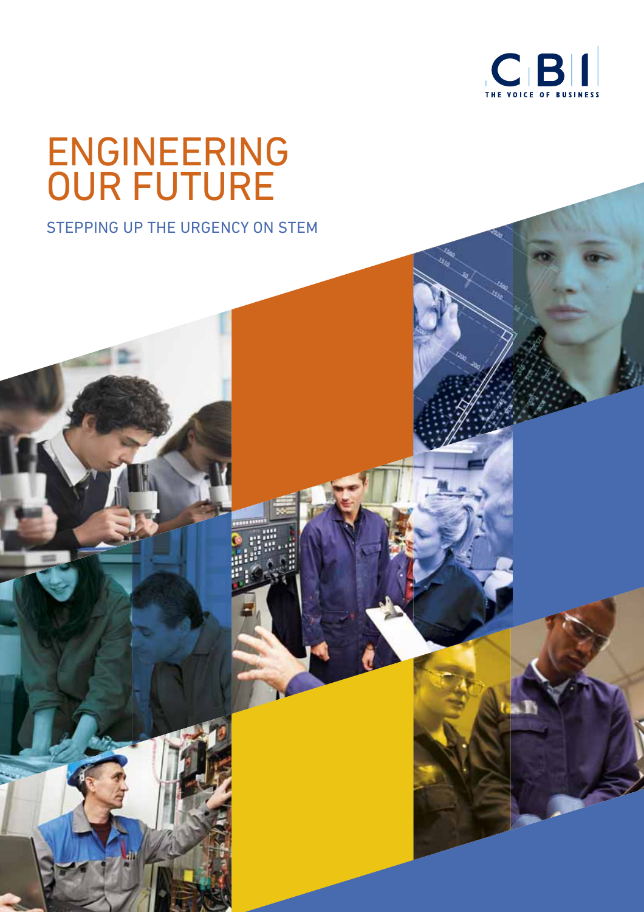CBI
THE VOICE OF BUSINESS

# ENGINEERING OUR FUTURE

## STEPPING UP THE URGENCY ON STEM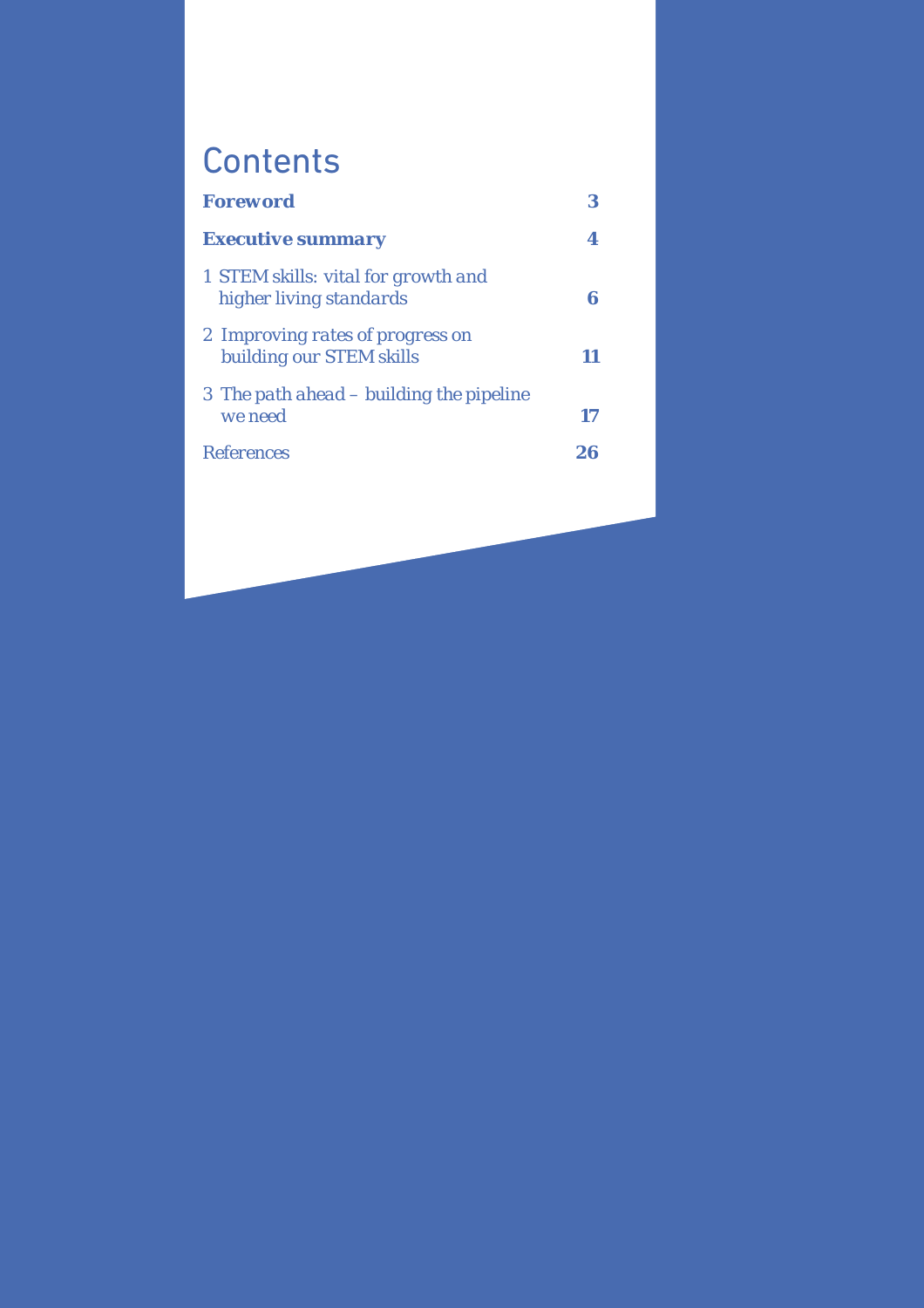# Contents

| | |
|---|---|
| ***Foreword*** | **3** |
| ***Executive summary*** | **4** |
| *1 STEM skills: vital for growth and higher living standards* | **6** |
| *2 Improving rates of progress on building our STEM skills* | **11** |
| *3 The path ahead – building the pipeline we need* | **17** |
| *References* | **26** |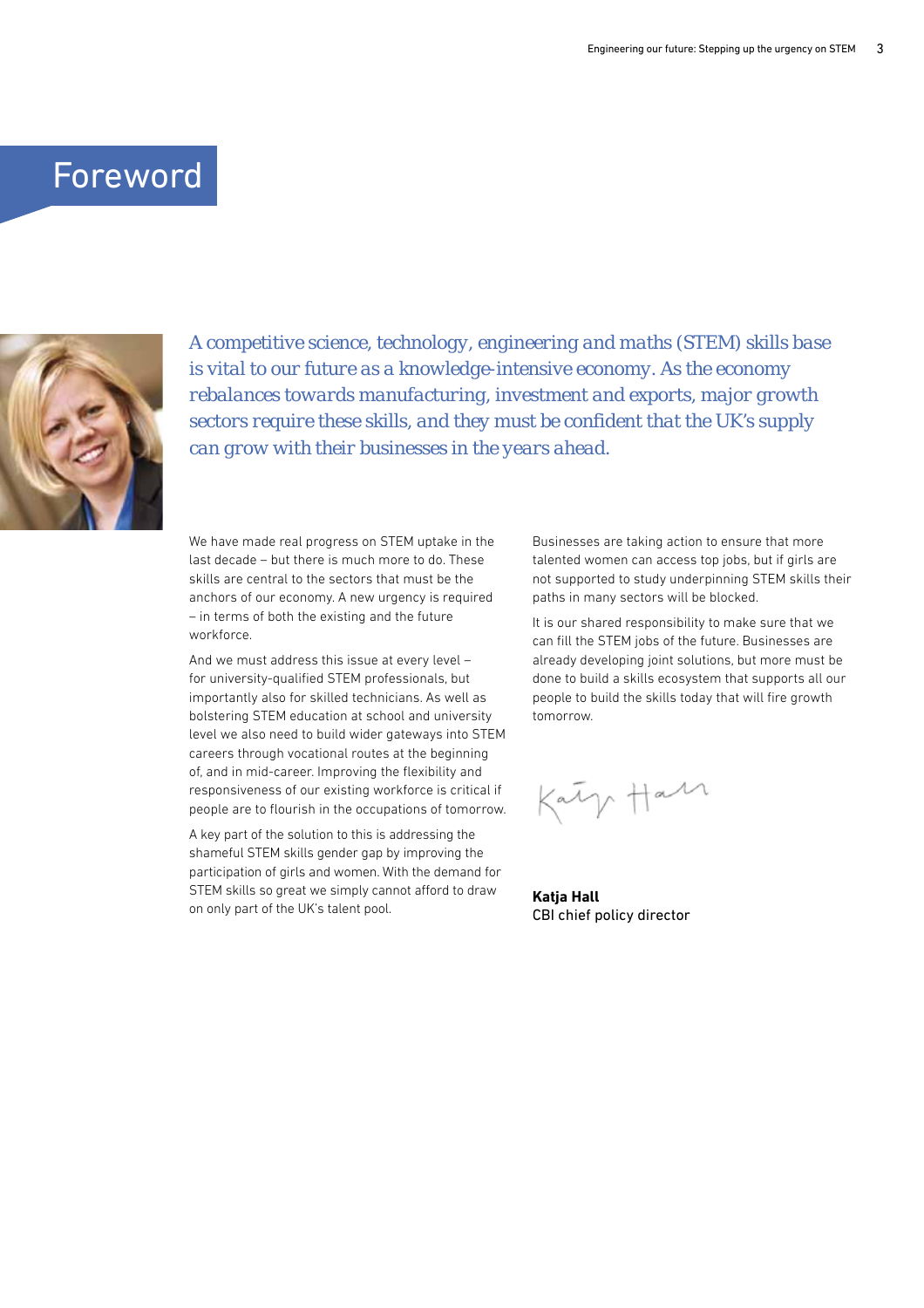# Foreword

*A competitive science, technology, engineering and maths (STEM) skills base is vital to our future as a knowledge-intensive economy. As the economy rebalances towards manufacturing, investment and exports, major growth sectors require these skills, and they must be confident that the UK's supply can grow with their businesses in the years ahead.*

We have made real progress on STEM uptake in the last decade – but there is much more to do. These skills are central to the sectors that must be the anchors of our economy. A new urgency is required – in terms of both the existing and the future workforce.

And we must address this issue at every level – for university-qualified STEM professionals, but importantly also for skilled technicians. As well as bolstering STEM education at school and university level we also need to build wider gateways into STEM careers through vocational routes at the beginning of, and in mid-career. Improving the flexibility and responsiveness of our existing workforce is critical if people are to flourish in the occupations of tomorrow.

A key part of the solution to this is addressing the shameful STEM skills gender gap by improving the participation of girls and women. With the demand for STEM skills so great we simply cannot afford to draw on only part of the UK's talent pool.

Businesses are taking action to ensure that more talented women can access top jobs, but if girls are not supported to study underpinning STEM skills their paths in many sectors will be blocked.

It is our shared responsibility to make sure that we can fill the STEM jobs of the future. Businesses are already developing joint solutions, but more must be done to build a skills ecosystem that supports all our people to build the skills today that will fire growth tomorrow.

**Katja Hall**
CBI chief policy director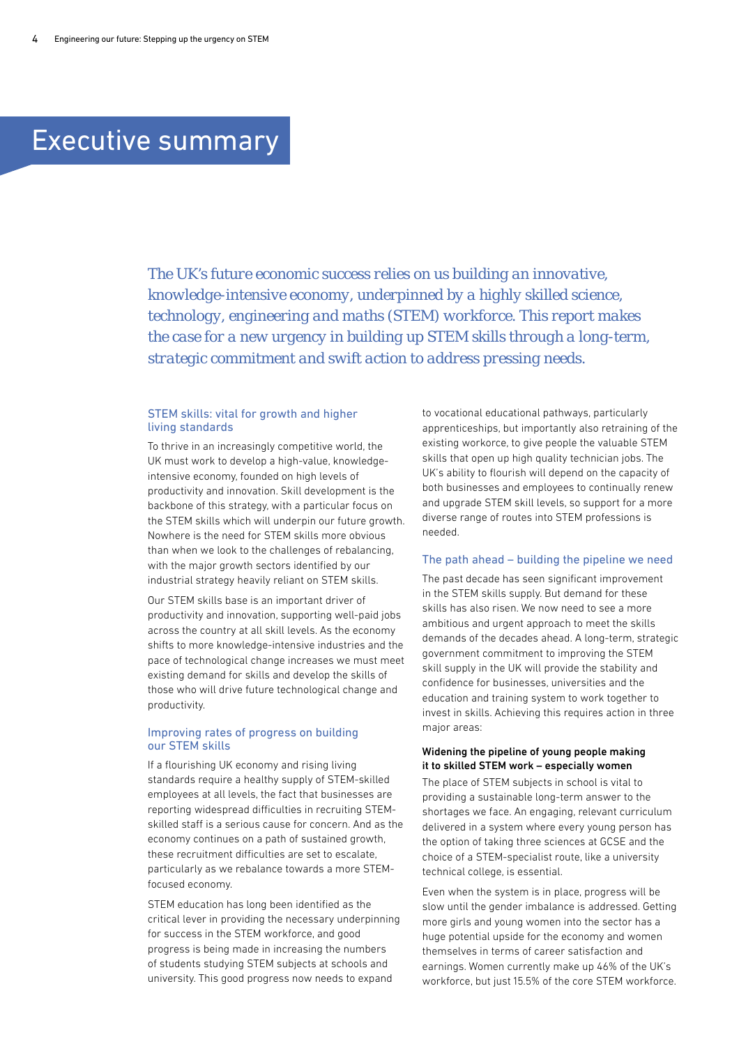# Executive summary

*The UK's future economic success relies on us building an innovative, knowledge-intensive economy, underpinned by a highly skilled science, technology, engineering and maths (STEM) workforce. This report makes the case for a new urgency in building up STEM skills through a long-term, strategic commitment and swift action to address pressing needs.*

## STEM skills: vital for growth and higher living standards

To thrive in an increasingly competitive world, the UK must work to develop a high-value, knowledge-intensive economy, founded on high levels of productivity and innovation. Skill development is the backbone of this strategy, with a particular focus on the STEM skills which will underpin our future growth. Nowhere is the need for STEM skills more obvious than when we look to the challenges of rebalancing, with the major growth sectors identified by our industrial strategy heavily reliant on STEM skills.

Our STEM skills base is an important driver of productivity and innovation, supporting well-paid jobs across the country at all skill levels. As the economy shifts to more knowledge-intensive industries and the pace of technological change increases we must meet existing demand for skills and develop the skills of those who will drive future technological change and productivity.

## Improving rates of progress on building our STEM skills

If a flourishing UK economy and rising living standards require a healthy supply of STEM-skilled employees at all levels, the fact that businesses are reporting widespread difficulties in recruiting STEM-skilled staff is a serious cause for concern. And as the economy continues on a path of sustained growth, these recruitment difficulties are set to escalate, particularly as we rebalance towards a more STEM-focused economy.

STEM education has long been identified as the critical lever in providing the necessary underpinning for success in the STEM workforce, and good progress is being made in increasing the numbers of students studying STEM subjects at schools and university. This good progress now needs to expand to vocational educational pathways, particularly apprenticeships, but importantly also retraining of the existing workforce, to give people the valuable STEM skills that open up high quality technician jobs. The UK's ability to flourish will depend on the capacity of both businesses and employees to continually renew and upgrade STEM skill levels, so support for a more diverse range of routes into STEM professions is needed.

## The path ahead – building the pipeline we need

The past decade has seen significant improvement in the STEM skills supply. But demand for these skills has also risen. We now need to see a more ambitious and urgent approach to meet the skills demands of the decades ahead. A long-term, strategic government commitment to improving the STEM skill supply in the UK will provide the stability and confidence for businesses, universities and the education and training system to work together to invest in skills. Achieving this requires action in three major areas:

**Widening the pipeline of young people making it to skilled STEM work – especially women**

The place of STEM subjects in school is vital to providing a sustainable long-term answer to the shortages we face. An engaging, relevant curriculum delivered in a system where every young person has the option of taking three sciences at GCSE and the choice of a STEM-specialist route, like a university technical college, is essential.

Even when the system is in place, progress will be slow until the gender imbalance is addressed. Getting more girls and young women into the sector has a huge potential upside for the economy and women themselves in terms of career satisfaction and earnings. Women currently make up 46% of the UK's workforce, but just 15.5% of the core STEM workforce.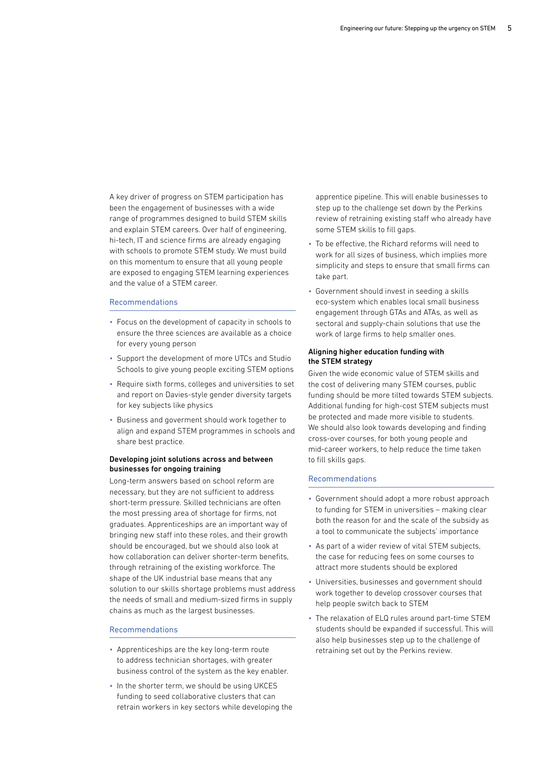A key driver of progress on STEM participation has been the engagement of businesses with a wide range of programmes designed to build STEM skills and explain STEM careers. Over half of engineering, hi-tech, IT and science firms are already engaging with schools to promote STEM study. We must build on this momentum to ensure that all young people are exposed to engaging STEM learning experiences and the value of a STEM career.

### Recommendations

- Focus on the development of capacity in schools to ensure the three sciences are available as a choice for every young person
- Support the development of more UTCs and Studio Schools to give young people exciting STEM options
- Require sixth forms, colleges and universities to set and report on Davies-style gender diversity targets for key subjects like physics
- Business and goverment should work together to align and expand STEM programmes in schools and share best practice.

### Developing joint solutions across and between businesses for ongoing training

Long-term answers based on school reform are necessary, but they are not sufficient to address short-term pressure. Skilled technicians are often the most pressing area of shortage for firms, not graduates. Apprenticeships are an important way of bringing new staff into these roles, and their growth should be encouraged, but we should also look at how collaboration can deliver shorter-term benefits, through retraining of the existing workforce. The shape of the UK industrial base means that any solution to our skills shortage problems must address the needs of small and medium-sized firms in supply chains as much as the largest businesses.

### Recommendations

- Apprenticeships are the key long-term route to address technician shortages, with greater business control of the system as the key enabler.
- In the shorter term, we should be using UKCES funding to seed collaborative clusters that can retrain workers in key sectors while developing the apprentice pipeline. This will enable businesses to step up to the challenge set down by the Perkins review of retraining existing staff who already have some STEM skills to fill gaps.
- To be effective, the Richard reforms will need to work for all sizes of business, which implies more simplicity and steps to ensure that small firms can take part.
- Government should invest in seeding a skills eco-system which enables local small business engagement through GTAs and ATAs, as well as sectoral and supply-chain solutions that use the work of large firms to help smaller ones.

### Aligning higher education funding with the STEM strategy

Given the wide economic value of STEM skills and the cost of delivering many STEM courses, public funding should be more tilted towards STEM subjects. Additional funding for high-cost STEM subjects must be protected and made more visible to students. We should also look towards developing and finding cross-over courses, for both young people and mid-career workers, to help reduce the time taken to fill skills gaps.

### Recommendations

- Government should adopt a more robust approach to funding for STEM in universities – making clear both the reason for and the scale of the subsidy as a tool to communicate the subjects' importance
- As part of a wider review of vital STEM subjects, the case for reducing fees on some courses to attract more students should be explored
- Universities, businesses and government should work together to develop crossover courses that help people switch back to STEM
- The relaxation of ELQ rules around part-time STEM students should be expanded if successful. This will also help businesses step up to the challenge of retraining set out by the Perkins review.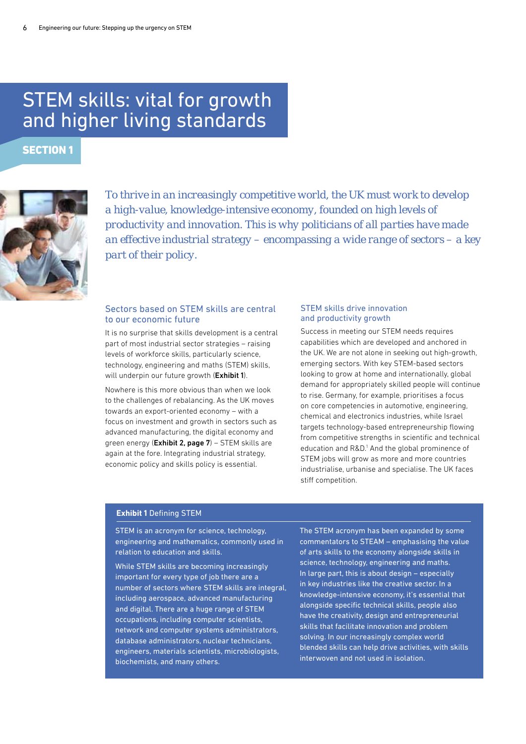# STEM skills: vital for growth and higher living standards

**SECTION 1**

*To thrive in an increasingly competitive world, the UK must work to develop a high-value, knowledge-intensive economy, founded on high levels of productivity and innovation. This is why politicians of all parties have made an effective industrial strategy – encompassing a wide range of sectors – a key part of their policy.*

## Sectors based on STEM skills are central to our economic future

It is no surprise that skills development is a central part of most industrial sector strategies – raising levels of workforce skills, particularly science, technology, engineering and maths (STEM) skills, will underpin our future growth (**Exhibit 1**).

Nowhere is this more obvious than when we look to the challenges of rebalancing. As the UK moves towards an export-oriented economy – with a focus on investment and growth in sectors such as advanced manufacturing, the digital economy and green energy (**Exhibit 2, page 7**) – STEM skills are again at the fore. Integrating industrial strategy, economic policy and skills policy is essential.

## STEM skills drive innovation and productivity growth

Success in meeting our STEM needs requires capabilities which are developed and anchored in the UK. We are not alone in seeking out high-growth, emerging sectors. With key STEM-based sectors looking to grow at home and internationally, global demand for appropriately skilled people will continue to rise. Germany, for example, prioritises a focus on core competencies in automotive, engineering, chemical and electronics industries, while Israel targets technology-based entrepreneurship flowing from competitive strengths in scientific and technical education and R&D.[1] And the global prominence of STEM jobs will grow as more and more countries industrialise, urbanise and specialise. The UK faces stiff competition.

### **Exhibit 1** Defining STEM

STEM is an acronym for science, technology, engineering and mathematics, commonly used in relation to education and skills.

While STEM skills are becoming increasingly important for every type of job there are a number of sectors where STEM skills are integral, including aerospace, advanced manufacturing and digital. There are a huge range of STEM occupations, including computer scientists, network and computer systems administrators, database administrators, nuclear technicians, engineers, materials scientists, microbiologists, biochemists, and many others.

The STEM acronym has been expanded by some commentators to STEAM – emphasising the value of arts skills to the economy alongside skills in science, technology, engineering and maths. In large part, this is about design – especially in key industries like the creative sector. In a knowledge-intensive economy, it's essential that alongside specific technical skills, people also have the creativity, design and entrepreneurial skills that facilitate innovation and problem solving. In our increasingly complex world blended skills can help drive activities, with skills interwoven and not used in isolation.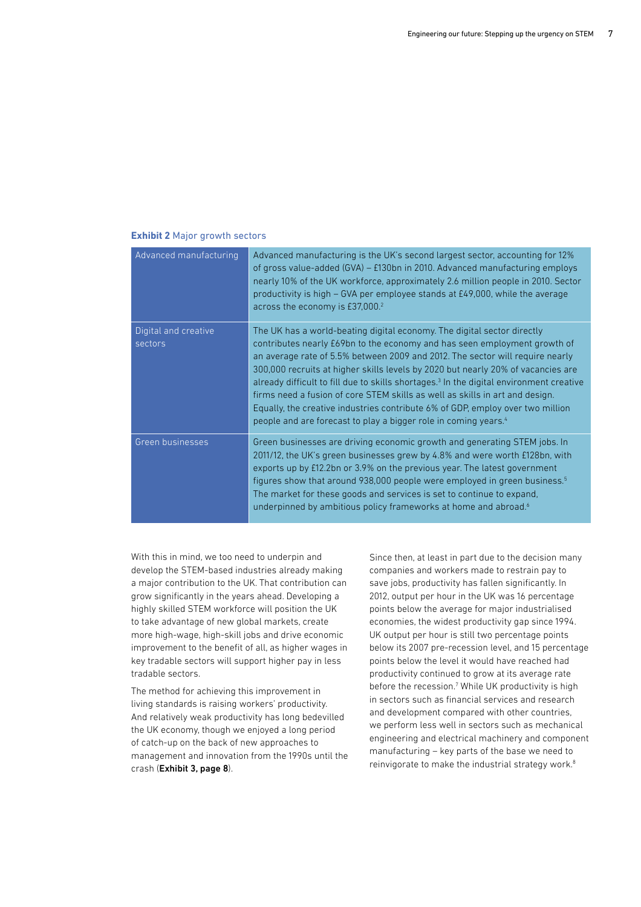**Exhibit 2** Major growth sectors

| | |
|---|---|
| Advanced manufacturing | Advanced manufacturing is the UK's second largest sector, accounting for 12% of gross value-added (GVA) – £130bn in 2010. Advanced manufacturing employs nearly 10% of the UK workforce, approximately 2.6 million people in 2010. Sector productivity is high – GVA per employee stands at £49,000, while the average across the economy is £37,000.[2] |
| Digital and creative sectors | The UK has a world-beating digital economy. The digital sector directly contributes nearly £69bn to the economy and has seen employment growth of an average rate of 5.5% between 2009 and 2012. The sector will require nearly 300,000 recruits at higher skills levels by 2020 but nearly 20% of vacancies are already difficult to fill due to skills shortages.[3] In the digital environment creative firms need a fusion of core STEM skills as well as skills in art and design. Equally, the creative industries contribute 6% of GDP, employ over two million people and are forecast to play a bigger role in coming years.[4] |
| Green businesses | Green businesses are driving economic growth and generating STEM jobs. In 2011/12, the UK's green businesses grew by 4.8% and were worth £128bn, with exports up by £12.2bn or 3.9% on the previous year. The latest government figures show that around 938,000 people were employed in green business.[5] The market for these goods and services is set to continue to expand, underpinned by ambitious policy frameworks at home and abroad.[6] |

With this in mind, we too need to underpin and develop the STEM-based industries already making a major contribution to the UK. That contribution can grow significantly in the years ahead. Developing a highly skilled STEM workforce will position the UK to take advantage of new global markets, create more high-wage, high-skill jobs and drive economic improvement to the benefit of all, as higher wages in key tradable sectors will support higher pay in less tradable sectors.

The method for achieving this improvement in living standards is raising workers' productivity. And relatively weak productivity has long bedevilled the UK economy, though we enjoyed a long period of catch-up on the back of new approaches to management and innovation from the 1990s until the crash (**Exhibit 3, page 8**).

Since then, at least in part due to the decision many companies and workers made to restrain pay to save jobs, productivity has fallen significantly. In 2012, output per hour in the UK was 16 percentage points below the average for major industrialised economies, the widest productivity gap since 1994. UK output per hour is still two percentage points below its 2007 pre-recession level, and 15 percentage points below the level it would have reached had productivity continued to grow at its average rate before the recession.[7] While UK productivity is high in sectors such as financial services and research and development compared with other countries, we perform less well in sectors such as mechanical engineering and electrical machinery and component manufacturing – key parts of the base we need to reinvigorate to make the industrial strategy work.[8]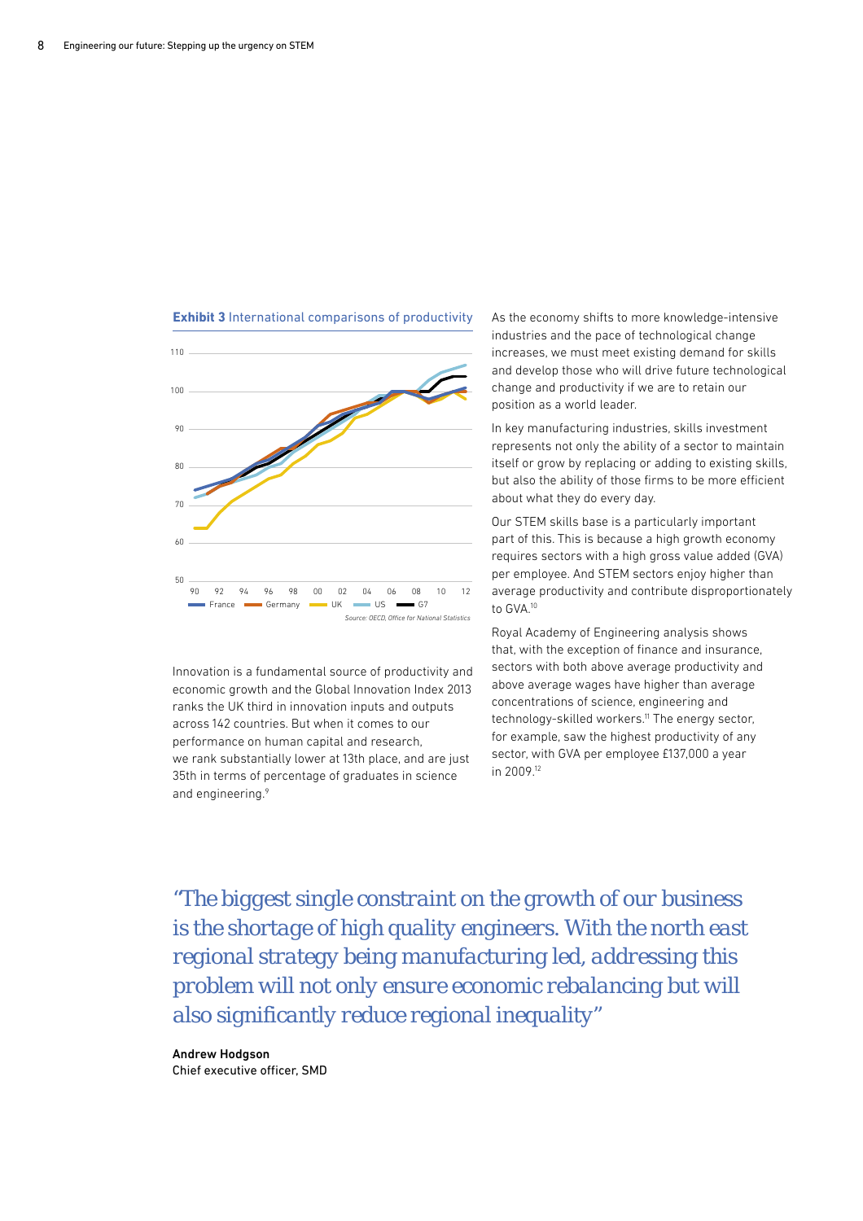**Exhibit 3** International comparisons of productivity

Source: OECD, Office for National Statistics

Innovation is a fundamental source of productivity and economic growth and the Global Innovation Index 2013 ranks the UK third in innovation inputs and outputs across 142 countries. But when it comes to our performance on human capital and research, we rank substantially lower at 13th place, and are just 35th in terms of percentage of graduates in science and engineering.[9]

As the economy shifts to more knowledge-intensive industries and the pace of technological change increases, we must meet existing demand for skills and develop those who will drive future technological change and productivity if we are to retain our position as a world leader.

In key manufacturing industries, skills investment represents not only the ability of a sector to maintain itself or grow by replacing or adding to existing skills, but also the ability of those firms to be more efficient about what they do every day.

Our STEM skills base is a particularly important part of this. This is because a high growth economy requires sectors with a high gross value added (GVA) per employee. And STEM sectors enjoy higher than average productivity and contribute disproportionately to GVA.[10]

Royal Academy of Engineering analysis shows that, with the exception of finance and insurance, sectors with both above average productivity and above average wages have higher than average concentrations of science, engineering and technology-skilled workers.[11] The energy sector, for example, saw the highest productivity of any sector, with GVA per employee £137,000 a year in 2009.[12]

*"The biggest single constraint on the growth of our business is the shortage of high quality engineers. With the north east regional strategy being manufacturing led, addressing this problem will not only ensure economic rebalancing but will also significantly reduce regional inequality"*

**Andrew Hodgson**
Chief executive officer, SMD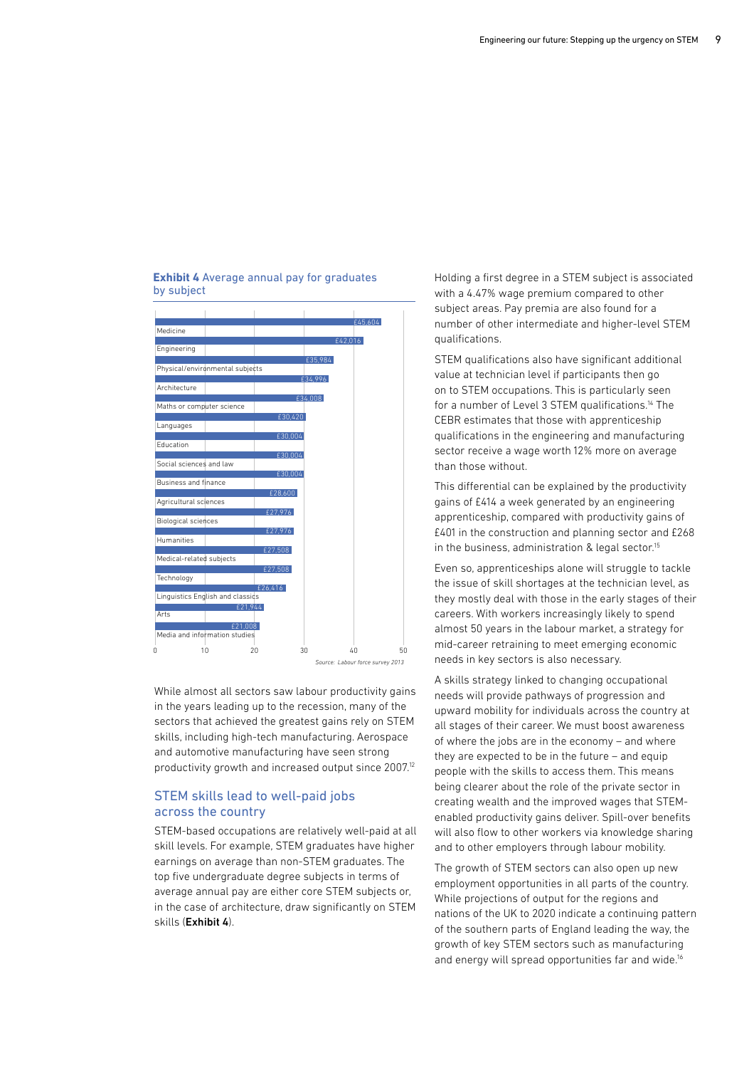**Exhibit 4** Average annual pay for graduates by subject

| Subject | Average annual pay |
|---|---|
| Medicine | £45,604 |
| Engineering | £42,016 |
| Physical/environmental subjects | £35,984 |
| Architecture | £34,996 |
| Maths or computer science | £34,008 |
| Languages | £30,420 |
| Education | £30,004 |
| Social sciences and law | £30,004 |
| Business and finance | £30,004 |
| Agricultural sciences | £28,600 |
| Biological sciences | £27,976 |
| Humanities | £27,976 |
| Medical-related subjects | £27,508 |
| Technology | £27,508 |
| Linguistics English and classics | £26,416 |
| Arts | £21,944 |
| Media and information studies | £21,008 |

Source: Labour force survey 2013

While almost all sectors saw labour productivity gains in the years leading up to the recession, many of the sectors that achieved the greatest gains rely on STEM skills, including high-tech manufacturing. Aerospace and automotive manufacturing have seen strong productivity growth and increased output since 2007.[12]

## STEM skills lead to well-paid jobs across the country

STEM-based occupations are relatively well-paid at all skill levels. For example, STEM graduates have higher earnings on average than non-STEM graduates. The top five undergraduate degree subjects in terms of average annual pay are either core STEM subjects or, in the case of architecture, draw significantly on STEM skills (**Exhibit 4**).

Holding a first degree in a STEM subject is associated with a 4.47% wage premium compared to other subject areas. Pay premia are also found for a number of other intermediate and higher-level STEM qualifications.

STEM qualifications also have significant additional value at technician level if participants then go on to STEM occupations. This is particularly seen for a number of Level 3 STEM qualifications.[14] The CEBR estimates that those with apprenticeship qualifications in the engineering and manufacturing sector receive a wage worth 12% more on average than those without.

This differential can be explained by the productivity gains of £414 a week generated by an engineering apprenticeship, compared with productivity gains of £401 in the construction and planning sector and £268 in the business, administration & legal sector.[15]

Even so, apprenticeships alone will struggle to tackle the issue of skill shortages at the technician level, as they mostly deal with those in the early stages of their careers. With workers increasingly likely to spend almost 50 years in the labour market, a strategy for mid-career retraining to meet emerging economic needs in key sectors is also necessary.

A skills strategy linked to changing occupational needs will provide pathways of progression and upward mobility for individuals across the country at all stages of their career. We must boost awareness of where the jobs are in the economy – and where they are expected to be in the future – and equip people with the skills to access them. This means being clearer about the role of the private sector in creating wealth and the improved wages that STEM-enabled productivity gains deliver. Spill-over benefits will also flow to other workers via knowledge sharing and to other employers through labour mobility.

The growth of STEM sectors can also open up new employment opportunities in all parts of the country. While projections of output for the regions and nations of the UK to 2020 indicate a continuing pattern of the southern parts of England leading the way, the growth of key STEM sectors such as manufacturing and energy will spread opportunities far and wide.[16]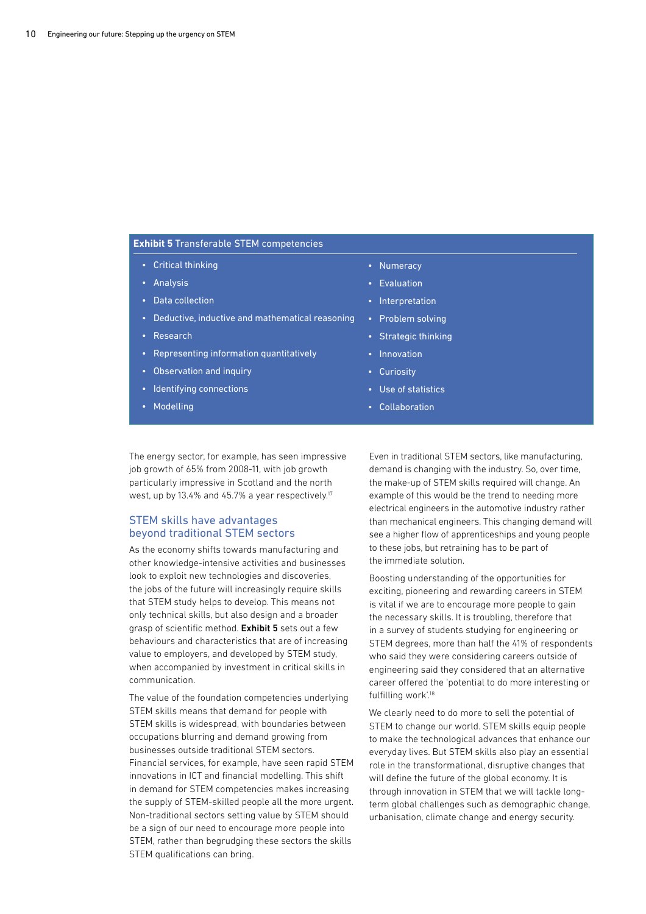**Exhibit 5** Transferable STEM competencies

- Critical thinking
- Analysis
- Data collection
- Deductive, inductive and mathematical reasoning
- Research
- Representing information quantitatively
- Observation and inquiry
- Identifying connections
- Modelling
- Numeracy
- Evaluation
- Interpretation
- Problem solving
- Strategic thinking
- Innovation
- Curiosity
- Use of statistics
- Collaboration

The energy sector, for example, has seen impressive job growth of 65% from 2008-11, with job growth particularly impressive in Scotland and the north west, up by 13.4% and 45.7% a year respectively.[17]

## STEM skills have advantages beyond traditional STEM sectors

As the economy shifts towards manufacturing and other knowledge-intensive activities and businesses look to exploit new technologies and discoveries, the jobs of the future will increasingly require skills that STEM study helps to develop. This means not only technical skills, but also design and a broader grasp of scientific method. **Exhibit 5** sets out a few behaviours and characteristics that are of increasing value to employers, and developed by STEM study, when accompanied by investment in critical skills in communication.

The value of the foundation competencies underlying STEM skills means that demand for people with STEM skills is widespread, with boundaries between occupations blurring and demand growing from businesses outside traditional STEM sectors. Financial services, for example, have seen rapid STEM innovations in ICT and financial modelling. This shift in demand for STEM competencies makes increasing the supply of STEM-skilled people all the more urgent. Non-traditional sectors setting value by STEM should be a sign of our need to encourage more people into STEM, rather than begrudging these sectors the skills STEM qualifications can bring.

Even in traditional STEM sectors, like manufacturing, demand is changing with the industry. So, over time, the make-up of STEM skills required will change. An example of this would be the trend to needing more electrical engineers in the automotive industry rather than mechanical engineers. This changing demand will see a higher flow of apprenticeships and young people to these jobs, but retraining has to be part of the immediate solution.

Boosting understanding of the opportunities for exciting, pioneering and rewarding careers in STEM is vital if we are to encourage more people to gain the necessary skills. It is troubling, therefore that in a survey of students studying for engineering or STEM degrees, more than half the 41% of respondents who said they were considering careers outside of engineering said they considered that an alternative career offered the 'potential to do more interesting or fulfilling work'.[18]

We clearly need to do more to sell the potential of STEM to change our world. STEM skills equip people to make the technological advances that enhance our everyday lives. But STEM skills also play an essential role in the transformational, disruptive changes that will define the future of the global economy. It is through innovation in STEM that we will tackle long-term global challenges such as demographic change, urbanisation, climate change and energy security.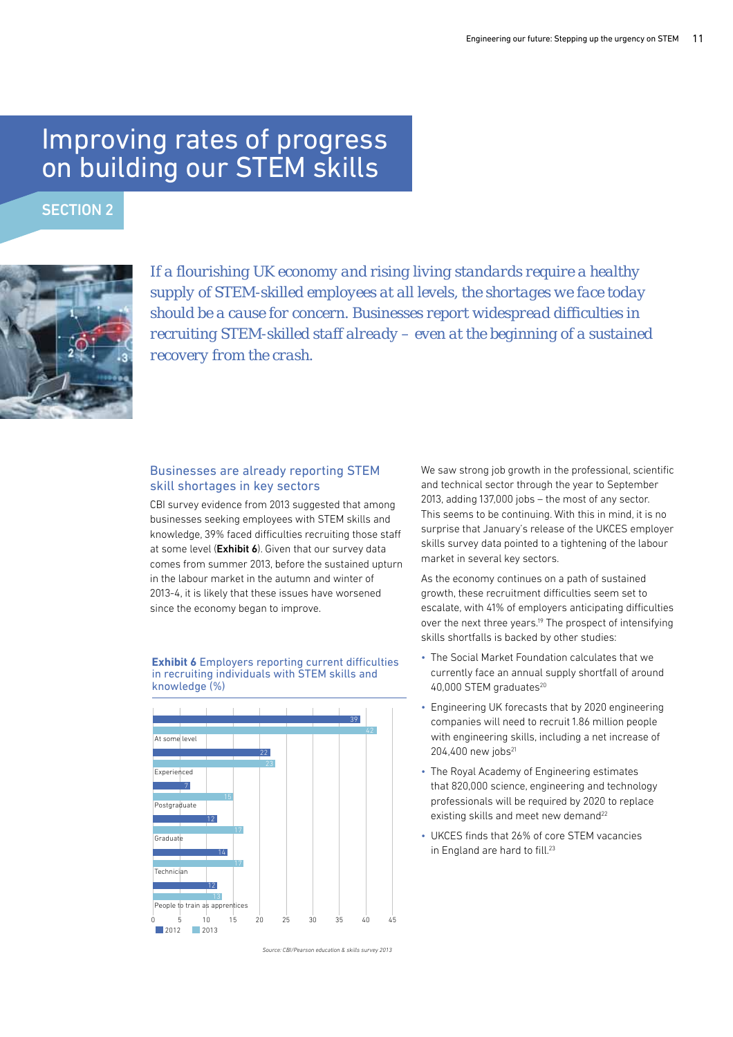# Improving rates of progress on building our STEM skills

## SECTION 2

*If a flourishing UK economy and rising living standards require a healthy supply of STEM-skilled employees at all levels, the shortages we face today should be a cause for concern. Businesses report widespread difficulties in recruiting STEM-skilled staff already – even at the beginning of a sustained recovery from the crash.*

### Businesses are already reporting STEM skill shortages in key sectors

CBI survey evidence from 2013 suggested that among businesses seeking employees with STEM skills and knowledge, 39% faced difficulties recruiting those staff at some level (**Exhibit 6**). Given that our survey data comes from summer 2013, before the sustained upturn in the labour market in the autumn and winter of 2013-4, it is likely that these issues have worsened since the economy began to improve.

**Exhibit 6** Employers reporting current difficulties in recruiting individuals with STEM skills and knowledge (%)

| | 2012 | 2013 |
|---|---|---|
| At some level | 39 | 42 |
| Experienced | 22 | 23 |
| Postgraduate | 7 | 15 |
| Graduate | 12 | 17 |
| Technician | 14 | 17 |
| People to train as apprentices | 12 | 13 |

*Source: CBI/Pearson education & skills survey 2013*

We saw strong job growth in the professional, scientific and technical sector through the year to September 2013, adding 137,000 jobs – the most of any sector. This seems to be continuing. With this in mind, it is no surprise that January's release of the UKCES employer skills survey data pointed to a tightening of the labour market in several key sectors.

As the economy continues on a path of sustained growth, these recruitment difficulties seem set to escalate, with 41% of employers anticipating difficulties over the next three years.[19] The prospect of intensifying skills shortfalls is backed by other studies:

- The Social Market Foundation calculates that we currently face an annual supply shortfall of around 40,000 STEM graduates[20]
- Engineering UK forecasts that by 2020 engineering companies will need to recruit 1.86 million people with engineering skills, including a net increase of 204,400 new jobs[21]
- The Royal Academy of Engineering estimates that 820,000 science, engineering and technology professionals will be required by 2020 to replace existing skills and meet new demand[22]
- UKCES finds that 26% of core STEM vacancies in England are hard to fill.[23]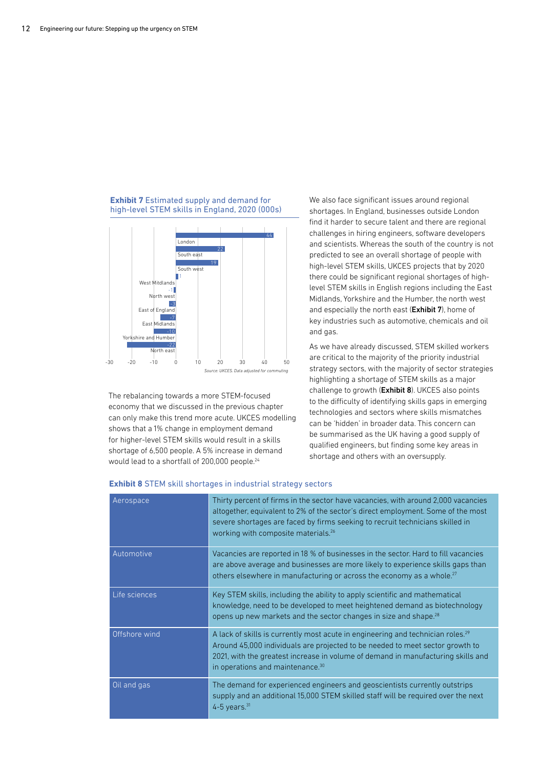**Exhibit 7** Estimated supply and demand for high-level STEM skills in England, 2020 (000s)

| Region | Value |
|---|---|
| London | 44 |
| South east | 22 |
| South west | 19 |
| West Mitdlands | 1 |
| North west | -1 |
| East of England | -3 |
| East Midlands | -7 |
| Yorkshire and Humber | -10 |
| North east | -22 |

*Source: UKCES. Data adjusted for commuting*

The rebalancing towards a more STEM-focused economy that we discussed in the previous chapter can only make this trend more acute. UKCES modelling shows that a 1% change in employment demand for higher-level STEM skills would result in a skills shortage of 6,500 people. A 5% increase in demand would lead to a shortfall of 200,000 people.[24]

We also face significant issues around regional shortages. In England, businesses outside London find it harder to secure talent and there are regional challenges in hiring engineers, software developers and scientists. Whereas the south of the country is not predicted to see an overall shortage of people with high-level STEM skills, UKCES projects that by 2020 there could be significant regional shortages of high-level STEM skills in English regions including the East Midlands, Yorkshire and the Humber, the north west and especially the north east (**Exhibit 7**), home of key industries such as automotive, chemicals and oil and gas.

As we have already discussed, STEM skilled workers are critical to the majority of the priority industrial strategy sectors, with the majority of sector strategies highlighting a shortage of STEM skills as a major challenge to growth (**Exhibit 8**). UKCES also points to the difficulty of identifying skills gaps in emerging technologies and sectors where skills mismatches can be 'hidden' in broader data. This concern can be summarised as the UK having a good supply of qualified engineers, but finding some key areas in shortage and others with an oversupply.

**Exhibit 8** STEM skill shortages in industrial strategy sectors

| Sector | Description |
|---|---|
| Aerospace | Thirty percent of firms in the sector have vacancies, with around 2,000 vacancies altogether, equivalent to 2% of the sector's direct employment. Some of the most severe shortages are faced by firms seeking to recruit technicians skilled in working with composite materials.[26] |
| Automotive | Vacancies are reported in 18 % of businesses in the sector. Hard to fill vacancies are above average and businesses are more likely to experience skills gaps than others elsewhere in manufacturing or across the economy as a whole.[27] |
| Life sciences | Key STEM skills, including the ability to apply scientific and mathematical knowledge, need to be developed to meet heightened demand as biotechnology opens up new markets and the sector changes in size and shape.[28] |
| Offshore wind | A lack of skills is currently most acute in engineering and technician roles.[29] Around 45,000 individuals are projected to be needed to meet sector growth to 2021, with the greatest increase in volume of demand in manufacturing skills and in operations and maintenance.[30] |
| Oil and gas | The demand for experienced engineers and geoscientists currently outstrips supply and an additional 15,000 STEM skilled staff will be required over the next 4-5 years.[31] |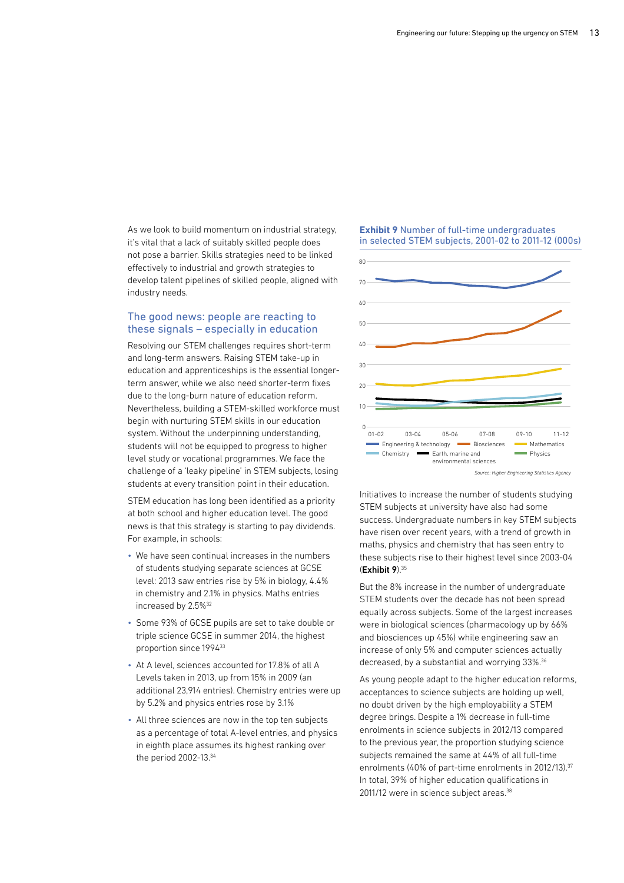As we look to build momentum on industrial strategy, it's vital that a lack of suitably skilled people does not pose a barrier. Skills strategies need to be linked effectively to industrial and growth strategies to develop talent pipelines of skilled people, aligned with industry needs.

## The good news: people are reacting to these signals – especially in education

Resolving our STEM challenges requires short-term and long-term answers. Raising STEM take-up in education and apprenticeships is the essential longer-term answer, while we also need shorter-term fixes due to the long-burn nature of education reform. Nevertheless, building a STEM-skilled workforce must begin with nurturing STEM skills in our education system. Without the underpinning understanding, students will not be equipped to progress to higher level study or vocational programmes. We face the challenge of a 'leaky pipeline' in STEM subjects, losing students at every transition point in their education.

STEM education has long been identified as a priority at both school and higher education level. The good news is that this strategy is starting to pay dividends. For example, in schools:

- We have seen continual increases in the numbers of students studying separate sciences at GCSE level: 2013 saw entries rise by 5% in biology, 4.4% in chemistry and 2.1% in physics. Maths entries increased by 2.5%[32]
- Some 93% of GCSE pupils are set to take double or triple science GCSE in summer 2014, the highest proportion since 1994[33]
- At A level, sciences accounted for 17.8% of all A Levels taken in 2013, up from 15% in 2009 (an additional 23,914 entries). Chemistry entries were up by 5.2% and physics entries rose by 3.1%
- All three sciences are now in the top ten subjects as a percentage of total A-level entries, and physics in eighth place assumes its highest ranking over the period 2002-13.[34]

**Exhibit 9** Number of full-time undergraduates in selected STEM subjects, 2001-02 to 2011-12 (000s)

Legend: Engineering & technology, Biosciences, Mathematics, Chemistry, Earth, marine and environmental sciences, Physics

*Source: Higher Engineering Statistics Agency*

Initiatives to increase the number of students studying STEM subjects at university have also had some success. Undergraduate numbers in key STEM subjects have risen over recent years, with a trend of growth in maths, physics and chemistry that has seen entry to these subjects rise to their highest level since 2003-04 (**Exhibit 9**).[35]

But the 8% increase in the number of undergraduate STEM students over the decade has not been spread equally across subjects. Some of the largest increases were in biological sciences (pharmacology up by 66% and biosciences up 45%) while engineering saw an increase of only 5% and computer sciences actually decreased, by a substantial and worrying 33%.[36]

As young people adapt to the higher education reforms, acceptances to science subjects are holding up well, no doubt driven by the high employability a STEM degree brings. Despite a 1% decrease in full-time enrolments in science subjects in 2012/13 compared to the previous year, the proportion studying science subjects remained the same at 44% of all full-time enrolments (40% of part-time enrolments in 2012/13).[37] In total, 39% of higher education qualifications in 2011/12 were in science subject areas.[38]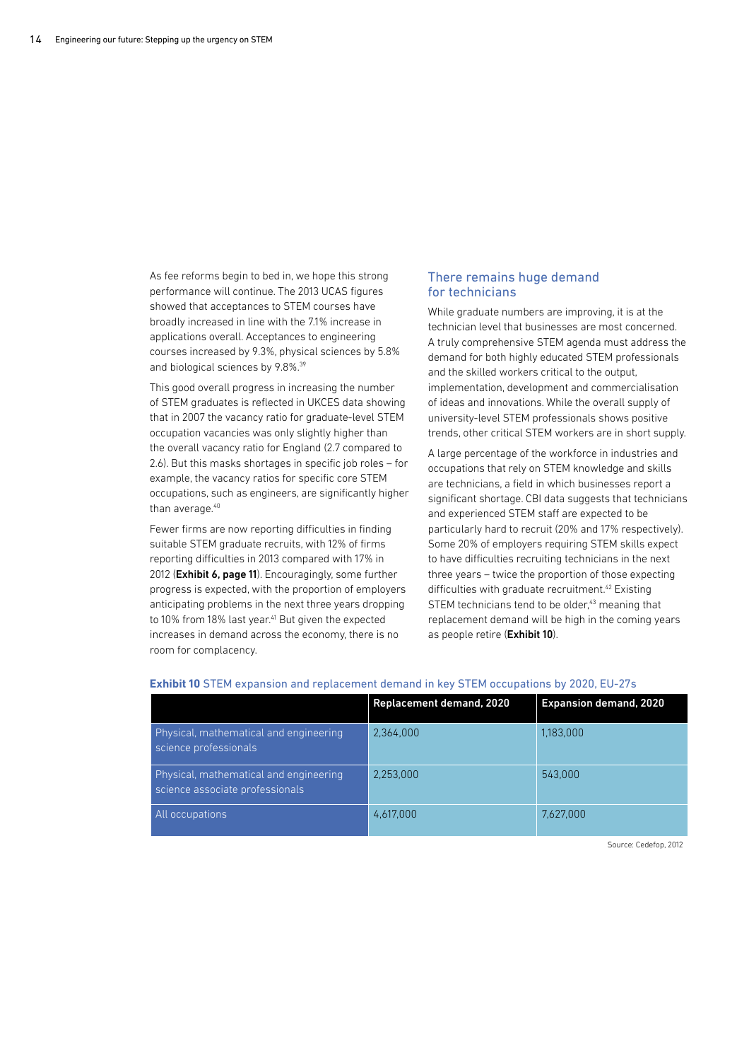As fee reforms begin to bed in, we hope this strong performance will continue. The 2013 UCAS figures showed that acceptances to STEM courses have broadly increased in line with the 7.1% increase in applications overall. Acceptances to engineering courses increased by 9.3%, physical sciences by 5.8% and biological sciences by 9.8%.[39]

This good overall progress in increasing the number of STEM graduates is reflected in UKCES data showing that in 2007 the vacancy ratio for graduate-level STEM occupation vacancies was only slightly higher than the overall vacancy ratio for England (2.7 compared to 2.6). But this masks shortages in specific job roles – for example, the vacancy ratios for specific core STEM occupations, such as engineers, are significantly higher than average.[40]

Fewer firms are now reporting difficulties in finding suitable STEM graduate recruits, with 12% of firms reporting difficulties in 2013 compared with 17% in 2012 (**Exhibit 6, page 11**). Encouragingly, some further progress is expected, with the proportion of employers anticipating problems in the next three years dropping to 10% from 18% last year.[41] But given the expected increases in demand across the economy, there is no room for complacency.

## There remains huge demand for technicians

While graduate numbers are improving, it is at the technician level that businesses are most concerned. A truly comprehensive STEM agenda must address the demand for both highly educated STEM professionals and the skilled workers critical to the output, implementation, development and commercialisation of ideas and innovations. While the overall supply of university-level STEM professionals shows positive trends, other critical STEM workers are in short supply.

A large percentage of the workforce in industries and occupations that rely on STEM knowledge and skills are technicians, a field in which businesses report a significant shortage. CBI data suggests that technicians and experienced STEM staff are expected to be particularly hard to recruit (20% and 17% respectively). Some 20% of employers requiring STEM skills expect to have difficulties recruiting technicians in the next three years – twice the proportion of those expecting difficulties with graduate recruitment.[42] Existing STEM technicians tend to be older,[43] meaning that replacement demand will be high in the coming years as people retire (**Exhibit 10**).

**Exhibit 10** STEM expansion and replacement demand in key STEM occupations by 2020, EU-27s

| | Replacement demand, 2020 | Expansion demand, 2020 |
|---|---|---|
| Physical, mathematical and engineering science professionals | 2,364,000 | 1,183,000 |
| Physical, mathematical and engineering science associate professionals | 2,253,000 | 543,000 |
| All occupations | 4,617,000 | 7,627,000 |

Source: Cedefop, 2012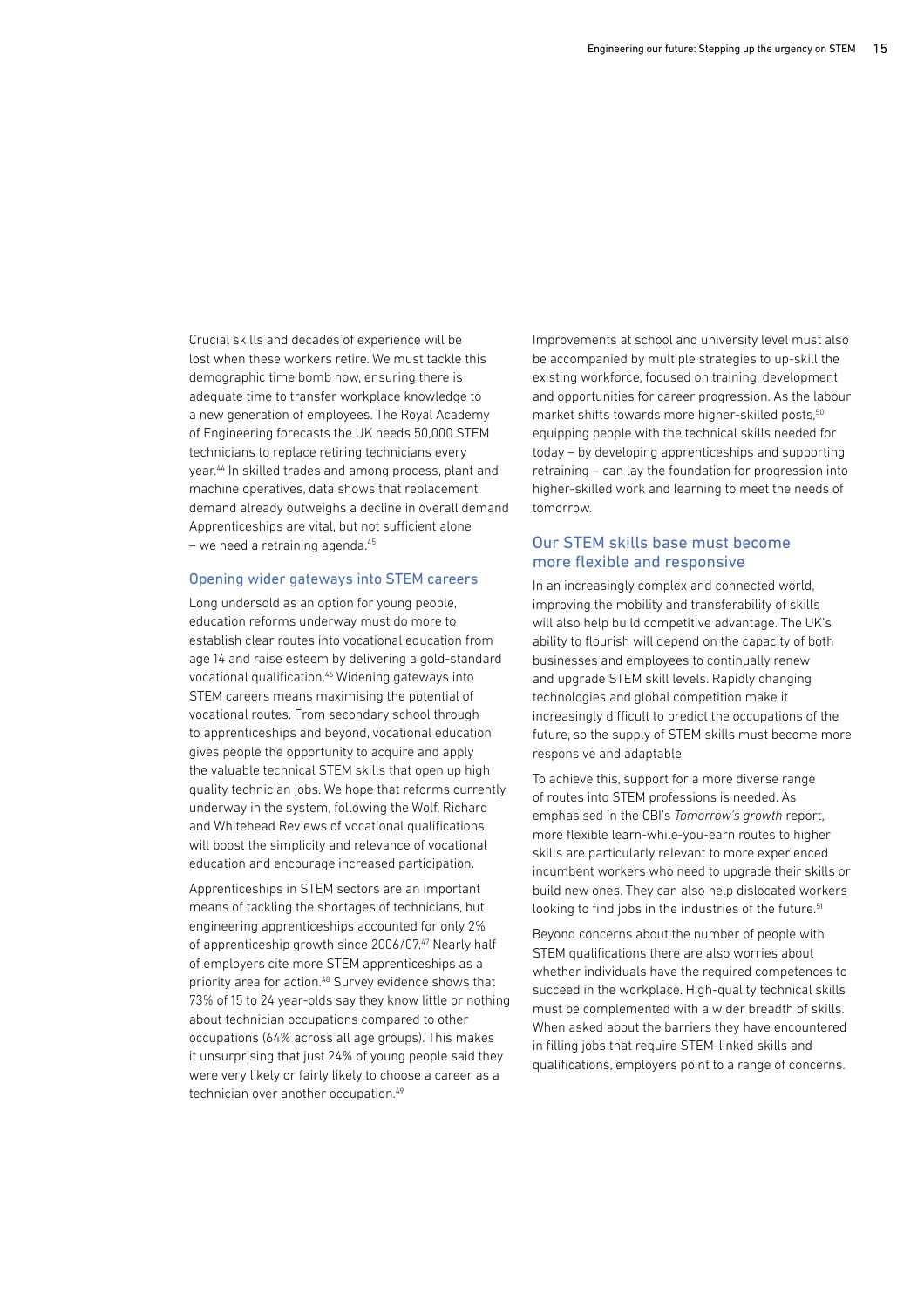Crucial skills and decades of experience will be lost when these workers retire. We must tackle this demographic time bomb now, ensuring there is adequate time to transfer workplace knowledge to a new generation of employees. The Royal Academy of Engineering forecasts the UK needs 50,000 STEM technicians to replace retiring technicians every year.[44] In skilled trades and among process, plant and machine operatives, data shows that replacement demand already outweighs a decline in overall demand Apprenticeships are vital, but not sufficient alone – we need a retraining agenda.[45]

### Opening wider gateways into STEM careers

Long undersold as an option for young people, education reforms underway must do more to establish clear routes into vocational education from age 14 and raise esteem by delivering a gold-standard vocational qualification.[46] Widening gateways into STEM careers means maximising the potential of vocational routes. From secondary school through to apprenticeships and beyond, vocational education gives people the opportunity to acquire and apply the valuable technical STEM skills that open up high quality technician jobs. We hope that reforms currently underway in the system, following the Wolf, Richard and Whitehead Reviews of vocational qualifications, will boost the simplicity and relevance of vocational education and encourage increased participation.

Apprenticeships in STEM sectors are an important means of tackling the shortages of technicians, but engineering apprenticeships accounted for only 2% of apprenticeship growth since 2006/07.[47] Nearly half of employers cite more STEM apprenticeships as a priority area for action.[48] Survey evidence shows that 73% of 15 to 24 year-olds say they know little or nothing about technician occupations compared to other occupations (64% across all age groups). This makes it unsurprising that just 24% of young people said they were very likely or fairly likely to choose a career as a technician over another occupation.[49]

Improvements at school and university level must also be accompanied by multiple strategies to up-skill the existing workforce, focused on training, development and opportunities for career progression. As the labour market shifts towards more higher-skilled posts,[50] equipping people with the technical skills needed for today – by developing apprenticeships and supporting retraining – can lay the foundation for progression into higher-skilled work and learning to meet the needs of tomorrow.

### Our STEM skills base must become more flexible and responsive

In an increasingly complex and connected world, improving the mobility and transferability of skills will also help build competitive advantage. The UK's ability to flourish will depend on the capacity of both businesses and employees to continually renew and upgrade STEM skill levels. Rapidly changing technologies and global competition make it increasingly difficult to predict the occupations of the future, so the supply of STEM skills must become more responsive and adaptable.

To achieve this, support for a more diverse range of routes into STEM professions is needed. As emphasised in the CBI's *Tomorrow's growth* report, more flexible learn-while-you-earn routes to higher skills are particularly relevant to more experienced incumbent workers who need to upgrade their skills or build new ones. They can also help dislocated workers looking to find jobs in the industries of the future.[51]

Beyond concerns about the number of people with STEM qualifications there are also worries about whether individuals have the required competences to succeed in the workplace. High-quality technical skills must be complemented with a wider breadth of skills. When asked about the barriers they have encountered in filling jobs that require STEM-linked skills and qualifications, employers point to a range of concerns.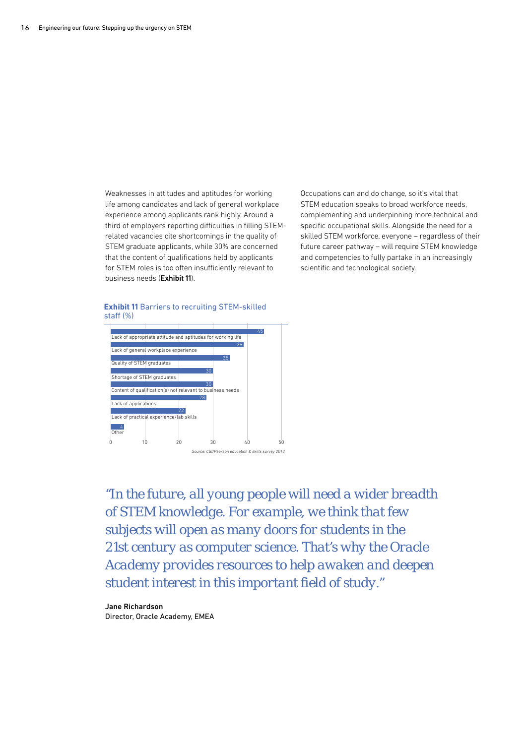Weaknesses in attitudes and aptitudes for working life among candidates and lack of general workplace experience among applicants rank highly. Around a third of employers reporting difficulties in filling STEM-related vacancies cite shortcomings in the quality of STEM graduate applicants, while 30% are concerned that the content of qualifications held by applicants for STEM roles is too often insufficiently relevant to business needs (**Exhibit 11**).

Occupations can and do change, so it's vital that STEM education speaks to broad workforce needs, complementing and underpinning more technical and specific occupational skills. Alongside the need for a skilled STEM workforce, everyone – regardless of their future career pathway – will require STEM knowledge and competencies to fully partake in an increasingly scientific and technological society.

**Exhibit 11** Barriers to recruiting STEM-skilled staff (%)

| Barrier | % |
|---|---|
| Lack of appropriate attitude and aptitudes for working life | 45 |
| Lack of general workplace experience | 39 |
| Quality of STEM graduates | 35 |
| Shortage of STEM graduates | 30 |
| Content of qualification(s) not relevant to business needs | 30 |
| Lack of applications | 28 |
| Lack of practical experience/lab skills | 22 |
| Other | 4 |

*Source: CBI/Pearson education & skills survey 2013*

*"In the future, all young people will need a wider breadth of STEM knowledge. For example, we think that few subjects will open as many doors for students in the 21st century as computer science. That's why the Oracle Academy provides resources to help awaken and deepen student interest in this important field of study."*

**Jane Richardson**
Director, Oracle Academy, EMEA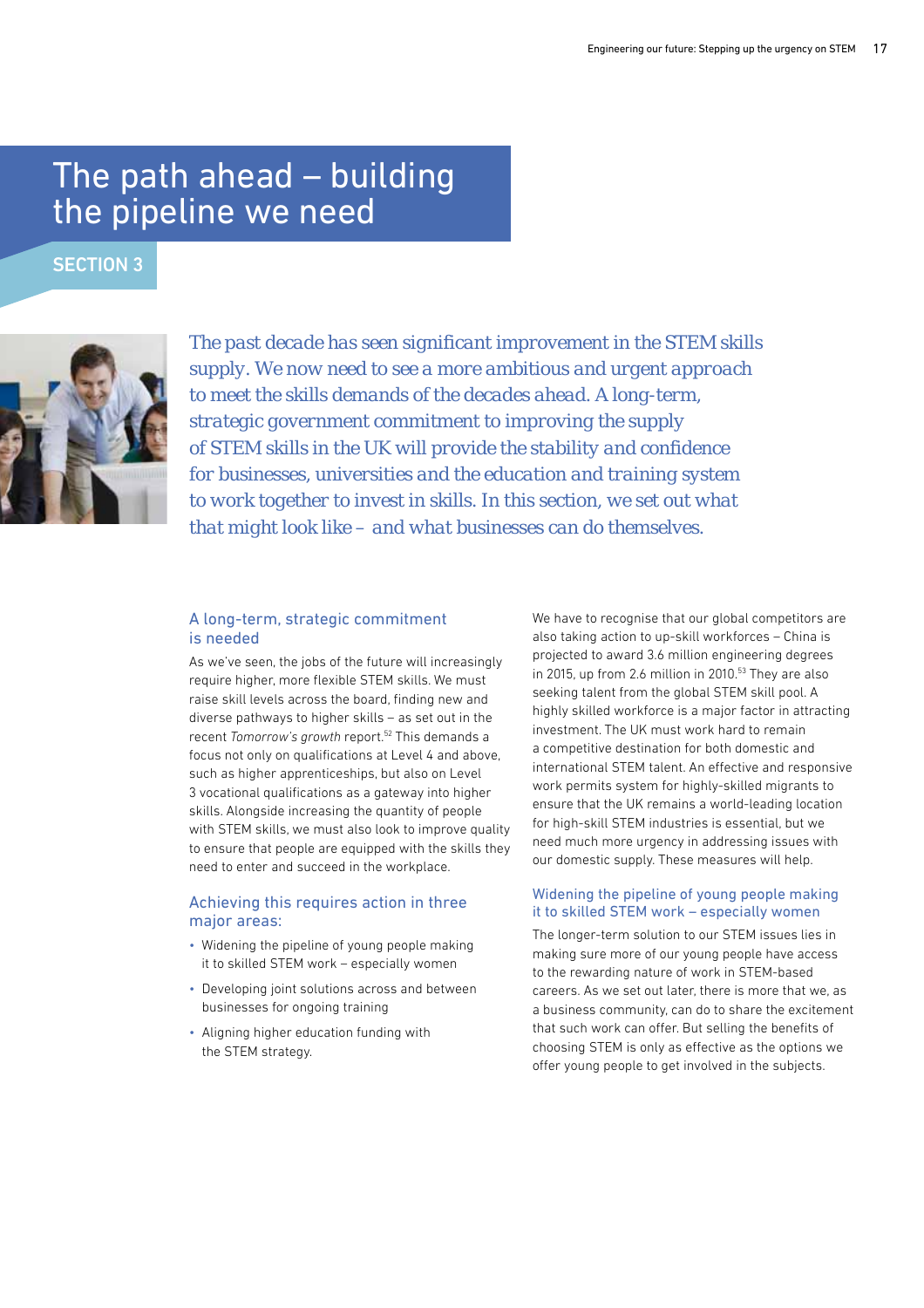# The path ahead – building the pipeline we need

## SECTION 3

*The past decade has seen significant improvement in the STEM skills supply. We now need to see a more ambitious and urgent approach to meet the skills demands of the decades ahead. A long-term, strategic government commitment to improving the supply of STEM skills in the UK will provide the stability and confidence for businesses, universities and the education and training system to work together to invest in skills. In this section, we set out what that might look like – and what businesses can do themselves.*

### A long-term, strategic commitment is needed

As we've seen, the jobs of the future will increasingly require higher, more flexible STEM skills. We must raise skill levels across the board, finding new and diverse pathways to higher skills – as set out in the recent *Tomorrow's growth* report.[52] This demands a focus not only on qualifications at Level 4 and above, such as higher apprenticeships, but also on Level 3 vocational qualifications as a gateway into higher skills. Alongside increasing the quantity of people with STEM skills, we must also look to improve quality to ensure that people are equipped with the skills they need to enter and succeed in the workplace.

### Achieving this requires action in three major areas:

- Widening the pipeline of young people making it to skilled STEM work – especially women
- Developing joint solutions across and between businesses for ongoing training
- Aligning higher education funding with the STEM strategy.

We have to recognise that our global competitors are also taking action to up-skill workforces – China is projected to award 3.6 million engineering degrees in 2015, up from 2.6 million in 2010.[53] They are also seeking talent from the global STEM skill pool. A highly skilled workforce is a major factor in attracting investment. The UK must work hard to remain a competitive destination for both domestic and international STEM talent. An effective and responsive work permits system for highly-skilled migrants to ensure that the UK remains a world-leading location for high-skill STEM industries is essential, but we need much more urgency in addressing issues with our domestic supply. These measures will help.

### Widening the pipeline of young people making it to skilled STEM work – especially women

The longer-term solution to our STEM issues lies in making sure more of our young people have access to the rewarding nature of work in STEM-based careers. As we set out later, there is more that we, as a business community, can do to share the excitement that such work can offer. But selling the benefits of choosing STEM is only as effective as the options we offer young people to get involved in the subjects.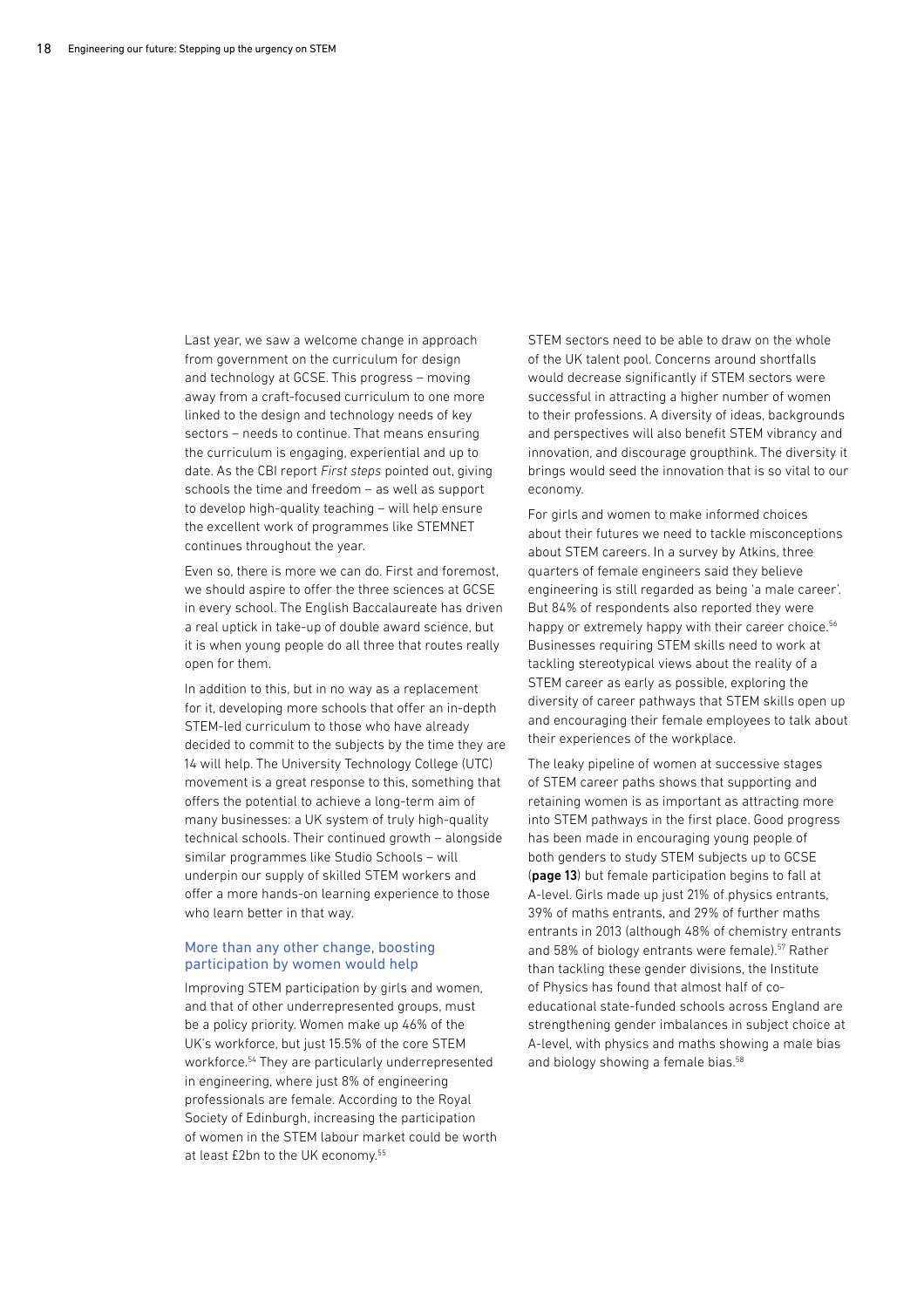Last year, we saw a welcome change in approach from government on the curriculum for design and technology at GCSE. This progress – moving away from a craft-focused curriculum to one more linked to the design and technology needs of key sectors – needs to continue. That means ensuring the curriculum is engaging, experiential and up to date. As the CBI report *First steps* pointed out, giving schools the time and freedom – as well as support to develop high-quality teaching – will help ensure the excellent work of programmes like STEMNET continues throughout the year.

Even so, there is more we can do. First and foremost, we should aspire to offer the three sciences at GCSE in every school. The English Baccalaureate has driven a real uptick in take-up of double award science, but it is when young people do all three that routes really open for them.

In addition to this, but in no way as a replacement for it, developing more schools that offer an in-depth STEM-led curriculum to those who have already decided to commit to the subjects by the time they are 14 will help. The University Technology College (UTC) movement is a great response to this, something that offers the potential to achieve a long-term aim of many businesses: a UK system of truly high-quality technical schools. Their continued growth – alongside similar programmes like Studio Schools – will underpin our supply of skilled STEM workers and offer a more hands-on learning experience to those who learn better in that way.

### More than any other change, boosting participation by women would help

Improving STEM participation by girls and women, and that of other underrepresented groups, must be a policy priority. Women make up 46% of the UK's workforce, but just 15.5% of the core STEM workforce.[54] They are particularly underrepresented in engineering, where just 8% of engineering professionals are female. According to the Royal Society of Edinburgh, increasing the participation of women in the STEM labour market could be worth at least £2bn to the UK economy.[55]

STEM sectors need to be able to draw on the whole of the UK talent pool. Concerns around shortfalls would decrease significantly if STEM sectors were successful in attracting a higher number of women to their professions. A diversity of ideas, backgrounds and perspectives will also benefit STEM vibrancy and innovation, and discourage groupthink. The diversity it brings would seed the innovation that is so vital to our economy.

For girls and women to make informed choices about their futures we need to tackle misconceptions about STEM careers. In a survey by Atkins, three quarters of female engineers said they believe engineering is still regarded as being 'a male career'. But 84% of respondents also reported they were happy or extremely happy with their career choice.[56] Businesses requiring STEM skills need to work at tackling stereotypical views about the reality of a STEM career as early as possible, exploring the diversity of career pathways that STEM skills open up and encouraging their female employees to talk about their experiences of the workplace.

The leaky pipeline of women at successive stages of STEM career paths shows that supporting and retaining women is as important as attracting more into STEM pathways in the first place. Good progress has been made in encouraging young people of both genders to study STEM subjects up to GCSE (**page 13**) but female participation begins to fall at A-level. Girls made up just 21% of physics entrants, 39% of maths entrants, and 29% of further maths entrants in 2013 (although 48% of chemistry entrants and 58% of biology entrants were female).[57] Rather than tackling these gender divisions, the Institute of Physics has found that almost half of co-educational state-funded schools across England are strengthening gender imbalances in subject choice at A-level, with physics and maths showing a male bias and biology showing a female bias.[58]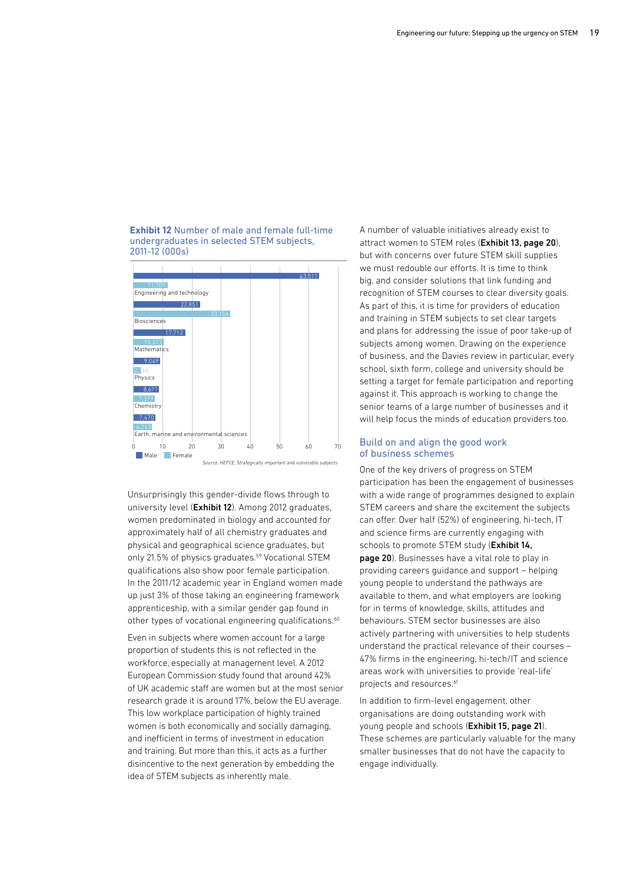**Exhibit 12** Number of male and female full-time undergraduates in selected STEM subjects, 2011-12 (000s)

| Subject | Male | Female |
| --- | --- | --- |
| Engineering and technology | 63,511 | 11,709 |
| Biosciences | 22,851 | 33,154 |
| Mathematics | 17,712 | 10,373 |
| Physics | 9,049 | 2,760 |
| Chemistry | 8,671 | 7,379 |
| Earth, marine and environmental sciences | 7,470 | 6,243 |

*Source: HEFCE, Strategically important and vulnerable subjects*

Unsurprisingly this gender-divide flows through to university level (**Exhibit 12**). Among 2012 graduates, women predominated in biology and accounted for approximately half of all chemistry graduates and physical and geographical science graduates, but only 21.5% of physics graduates.[59] Vocational STEM qualifications also show poor female participation. In the 2011/12 academic year in England women made up just 3% of those taking an engineering framework apprenticeship, with a similar gender gap found in other types of vocational engineering qualifications.[60]

Even in subjects where women account for a large proportion of students this is not reflected in the workforce, especially at management level. A 2012 European Commission study found that around 42% of UK academic staff are women but at the most senior research grade it is around 17%, below the EU average. This low workplace participation of highly trained women is both economically and socially damaging, and inefficient in terms of investment in education and training. But more than this, it acts as a further disincentive to the next generation by embedding the idea of STEM subjects as inherently male.

A number of valuable initiatives already exist to attract women to STEM roles (**Exhibit 13, page 20**), but with concerns over future STEM skill supplies we must redouble our efforts. It is time to think big, and consider solutions that link funding and recognition of STEM courses to clear diversity goals. As part of this, it is time for providers of education and training in STEM subjects to set clear targets and plans for addressing the issue of poor take-up of subjects among women. Drawing on the experience of business, and the Davies review in particular, every school, sixth form, college and university should be setting a target for female participation and reporting against it. This approach is working to change the senior teams of a large number of businesses and it will help focus the minds of education providers too.

## Build on and align the good work of business schemes

One of the key drivers of progress on STEM participation has been the engagement of businesses with a wide range of programmes designed to explain STEM careers and share the excitement the subjects can offer. Over half (52%) of engineering, hi-tech, IT and science firms are currently engaging with schools to promote STEM study (**Exhibit 14, page 20**). Businesses have a vital role to play in providing careers guidance and support – helping young people to understand the pathways are available to them, and what employers are looking for in terms of knowledge, skills, attitudes and behaviours. STEM sector businesses are also actively partnering with universities to help students understand the practical relevance of their courses – 47% firms in the engineering, hi-tech/IT and science areas work with universities to provide 'real-life' projects and resources.[61]

In addition to firm-level engagement, other organisations are doing outstanding work with young people and schools (**Exhibit 15, page 21**). These schemes are particularly valuable for the many smaller businesses that do not have the capacity to engage individually.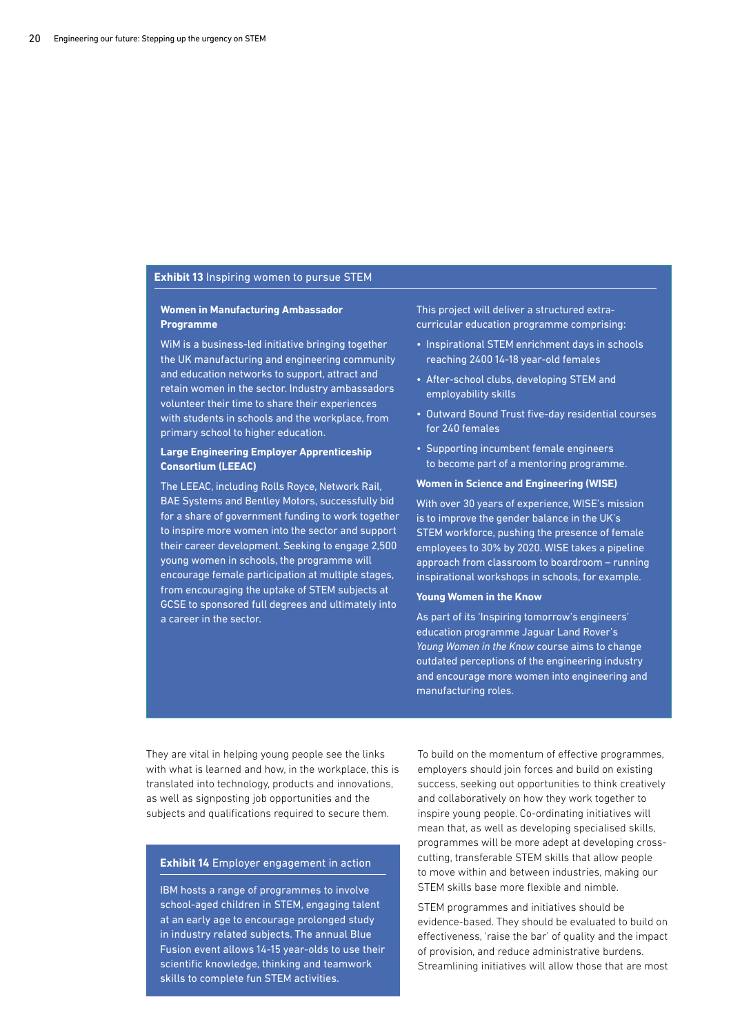**Exhibit 13** Inspiring women to pursue STEM

**Women in Manufacturing Ambassador Programme**

WiM is a business-led initiative bringing together the UK manufacturing and engineering community and education networks to support, attract and retain women in the sector. Industry ambassadors volunteer their time to share their experiences with students in schools and the workplace, from primary school to higher education.

**Large Engineering Employer Apprenticeship Consortium (LEEAC)**

The LEEAC, including Rolls Royce, Network Rail, BAE Systems and Bentley Motors, successfully bid for a share of government funding to work together to inspire more women into the sector and support their career development. Seeking to engage 2,500 young women in schools, the programme will encourage female participation at multiple stages, from encouraging the uptake of STEM subjects at GCSE to sponsored full degrees and ultimately into a career in the sector.

This project will deliver a structured extra-curricular education programme comprising:

- Inspirational STEM enrichment days in schools reaching 2400 14-18 year-old females
- After-school clubs, developing STEM and employability skills
- Outward Bound Trust five-day residential courses for 240 females
- Supporting incumbent female engineers to become part of a mentoring programme.

**Women in Science and Engineering (WISE)**

With over 30 years of experience, WISE's mission is to improve the gender balance in the UK's STEM workforce, pushing the presence of female employees to 30% by 2020. WISE takes a pipeline approach from classroom to boardroom – running inspirational workshops in schools, for example.

**Young Women in the Know**

As part of its 'Inspiring tomorrow's engineers' education programme Jaguar Land Rover's *Young Women in the Know* course aims to change outdated perceptions of the engineering industry and encourage more women into engineering and manufacturing roles.

They are vital in helping young people see the links with what is learned and how, in the workplace, this is translated into technology, products and innovations, as well as signposting job opportunities and the subjects and qualifications required to secure them.

**Exhibit 14** Employer engagement in action

IBM hosts a range of programmes to involve school-aged children in STEM, engaging talent at an early age to encourage prolonged study in industry related subjects. The annual Blue Fusion event allows 14-15 year-olds to use their scientific knowledge, thinking and teamwork skills to complete fun STEM activities.

To build on the momentum of effective programmes, employers should join forces and build on existing success, seeking out opportunities to think creatively and collaboratively on how they work together to inspire young people. Co-ordinating initiatives will mean that, as well as developing specialised skills, programmes will be more adept at developing cross-cutting, transferable STEM skills that allow people to move within and between industries, making our STEM skills base more flexible and nimble.

STEM programmes and initiatives should be evidence-based. They should be evaluated to build on effectiveness, 'raise the bar' of quality and the impact of provision, and reduce administrative burdens. Streamlining initiatives will allow those that are most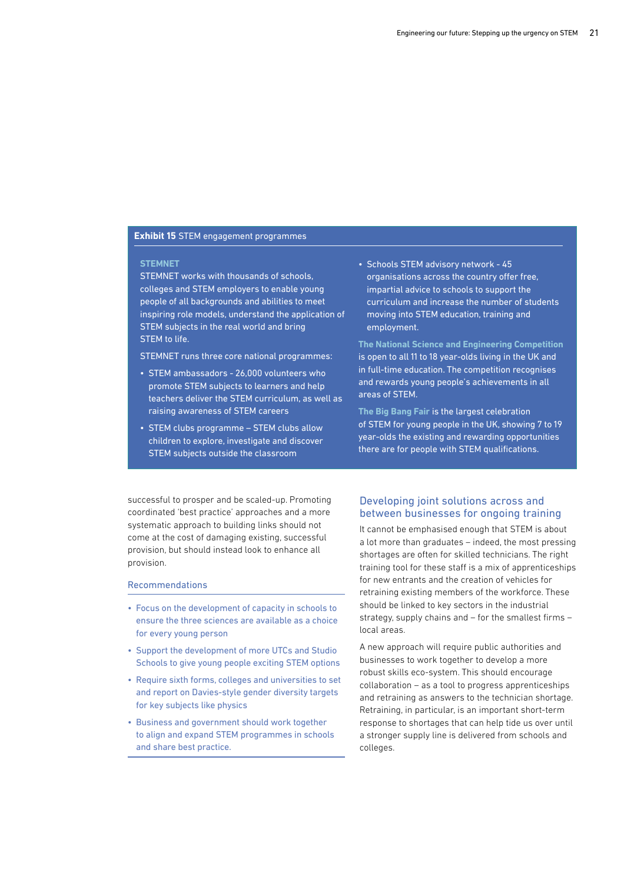**Exhibit 15** STEM engagement programmes

### STEMNET

STEMNET works with thousands of schools, colleges and STEM employers to enable young people of all backgrounds and abilities to meet inspiring role models, understand the application of STEM subjects in the real world and bring STEM to life.

STEMNET runs three core national programmes:

- STEM ambassadors - 26,000 volunteers who promote STEM subjects to learners and help teachers deliver the STEM curriculum, as well as raising awareness of STEM careers
- STEM clubs programme – STEM clubs allow children to explore, investigate and discover STEM subjects outside the classroom
- Schools STEM advisory network - 45 organisations across the country offer free, impartial advice to schools to support the curriculum and increase the number of students moving into STEM education, training and employment.

**The National Science and Engineering Competition** is open to all 11 to 18 year-olds living in the UK and in full-time education. The competition recognises and rewards young people's achievements in all areas of STEM.

**The Big Bang Fair** is the largest celebration of STEM for young people in the UK, showing 7 to 19 year-olds the existing and rewarding opportunities there are for people with STEM qualifications.

successful to prosper and be scaled-up. Promoting coordinated 'best practice' approaches and a more systematic approach to building links should not come at the cost of damaging existing, successful provision, but should instead look to enhance all provision.

### Recommendations

- Focus on the development of capacity in schools to ensure the three sciences are available as a choice for every young person
- Support the development of more UTCs and Studio Schools to give young people exciting STEM options
- Require sixth forms, colleges and universities to set and report on Davies-style gender diversity targets for key subjects like physics
- Business and government should work together to align and expand STEM programmes in schools and share best practice.

## Developing joint solutions across and between businesses for ongoing training

It cannot be emphasised enough that STEM is about a lot more than graduates – indeed, the most pressing shortages are often for skilled technicians. The right training tool for these staff is a mix of apprenticeships for new entrants and the creation of vehicles for retraining existing members of the workforce. These should be linked to key sectors in the industrial strategy, supply chains and – for the smallest firms – local areas.

A new approach will require public authorities and businesses to work together to develop a more robust skills eco-system. This should encourage collaboration – as a tool to progress apprenticeships and retraining as answers to the technician shortage. Retraining, in particular, is an important short-term response to shortages that can help tide us over until a stronger supply line is delivered from schools and colleges.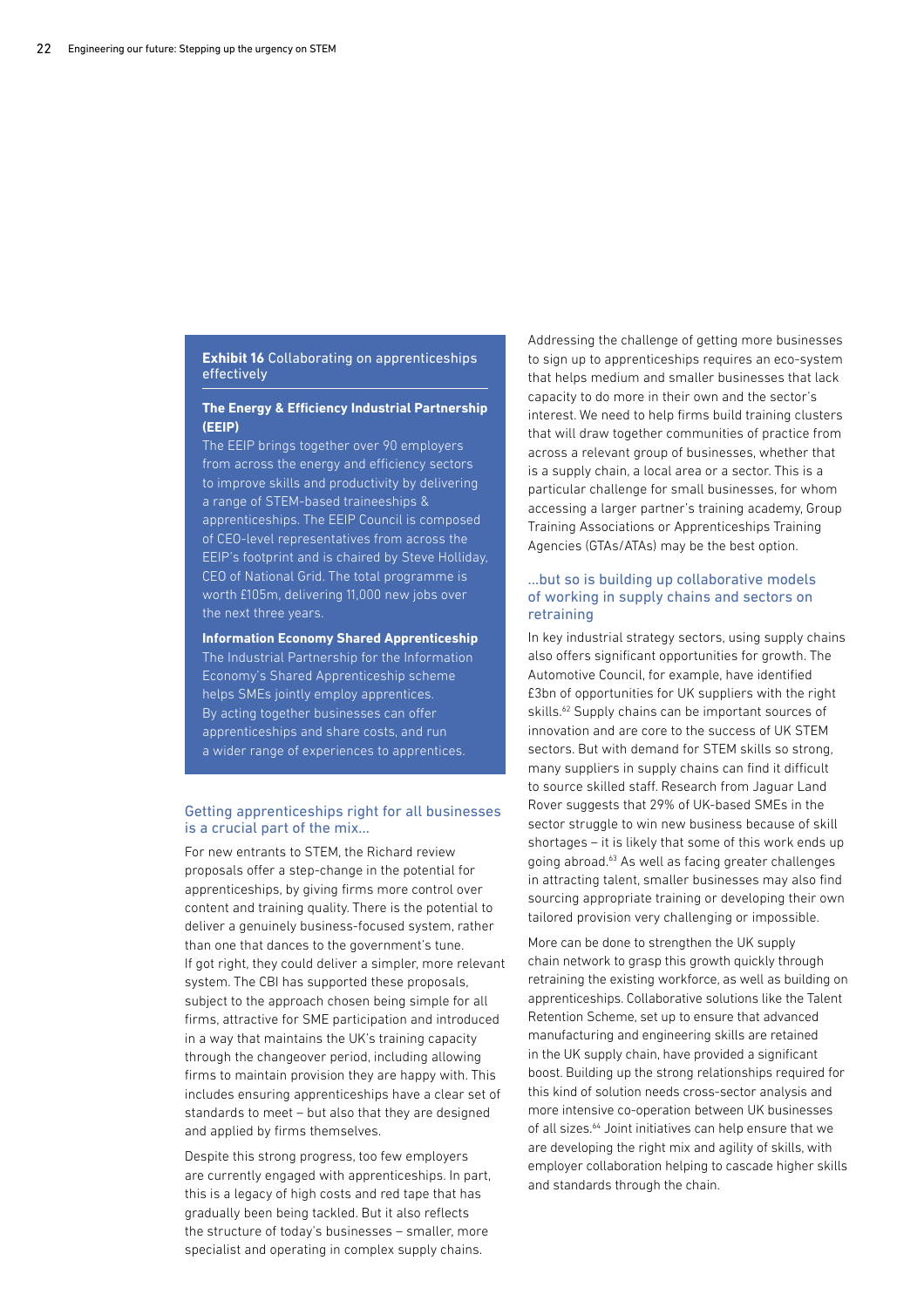**Exhibit 16** Collaborating on apprenticeships effectively

**The Energy & Efficiency Industrial Partnership (EEIP)**

The EEIP brings together over 90 employers from across the energy and efficiency sectors to improve skills and productivity by delivering a range of STEM-based traineeships & apprenticeships. The EEIP Council is composed of CEO-level representatives from across the EEIP's footprint and is chaired by Steve Holliday, CEO of National Grid. The total programme is worth £105m, delivering 11,000 new jobs over the next three years.

**Information Economy Shared Apprenticeship**

The Industrial Partnership for the Information Economy's Shared Apprenticeship scheme helps SMEs jointly employ apprentices. By acting together businesses can offer apprenticeships and share costs, and run a wider range of experiences to apprentices.

## Getting apprenticeships right for all businesses is a crucial part of the mix…

For new entrants to STEM, the Richard review proposals offer a step-change in the potential for apprenticeships, by giving firms more control over content and training quality. There is the potential to deliver a genuinely business-focused system, rather than one that dances to the government's tune. If got right, they could deliver a simpler, more relevant system. The CBI has supported these proposals, subject to the approach chosen being simple for all firms, attractive for SME participation and introduced in a way that maintains the UK's training capacity through the changeover period, including allowing firms to maintain provision they are happy with. This includes ensuring apprenticeships have a clear set of standards to meet – but also that they are designed and applied by firms themselves.

Despite this strong progress, too few employers are currently engaged with apprenticeships. In part, this is a legacy of high costs and red tape that has gradually been being tackled. But it also reflects the structure of today's businesses – smaller, more specialist and operating in complex supply chains.

Addressing the challenge of getting more businesses to sign up to apprenticeships requires an eco-system that helps medium and smaller businesses that lack capacity to do more in their own and the sector's interest. We need to help firms build training clusters that will draw together communities of practice from across a relevant group of businesses, whether that is a supply chain, a local area or a sector. This is a particular challenge for small businesses, for whom accessing a larger partner's training academy, Group Training Associations or Apprenticeships Training Agencies (GTAs/ATAs) may be the best option.

## …but so is building up collaborative models of working in supply chains and sectors on retraining

In key industrial strategy sectors, using supply chains also offers significant opportunities for growth. The Automotive Council, for example, have identified £3bn of opportunities for UK suppliers with the right skills.[62] Supply chains can be important sources of innovation and are core to the success of UK STEM sectors. But with demand for STEM skills so strong, many suppliers in supply chains can find it difficult to source skilled staff. Research from Jaguar Land Rover suggests that 29% of UK-based SMEs in the sector struggle to win new business because of skill shortages – it is likely that some of this work ends up going abroad.[63] As well as facing greater challenges in attracting talent, smaller businesses may also find sourcing appropriate training or developing their own tailored provision very challenging or impossible.

More can be done to strengthen the UK supply chain network to grasp this growth quickly through retraining the existing workforce, as well as building on apprenticeships. Collaborative solutions like the Talent Retention Scheme, set up to ensure that advanced manufacturing and engineering skills are retained in the UK supply chain, have provided a significant boost. Building up the strong relationships required for this kind of solution needs cross-sector analysis and more intensive co-operation between UK businesses of all sizes.[64] Joint initiatives can help ensure that we are developing the right mix and agility of skills, with employer collaboration helping to cascade higher skills and standards through the chain.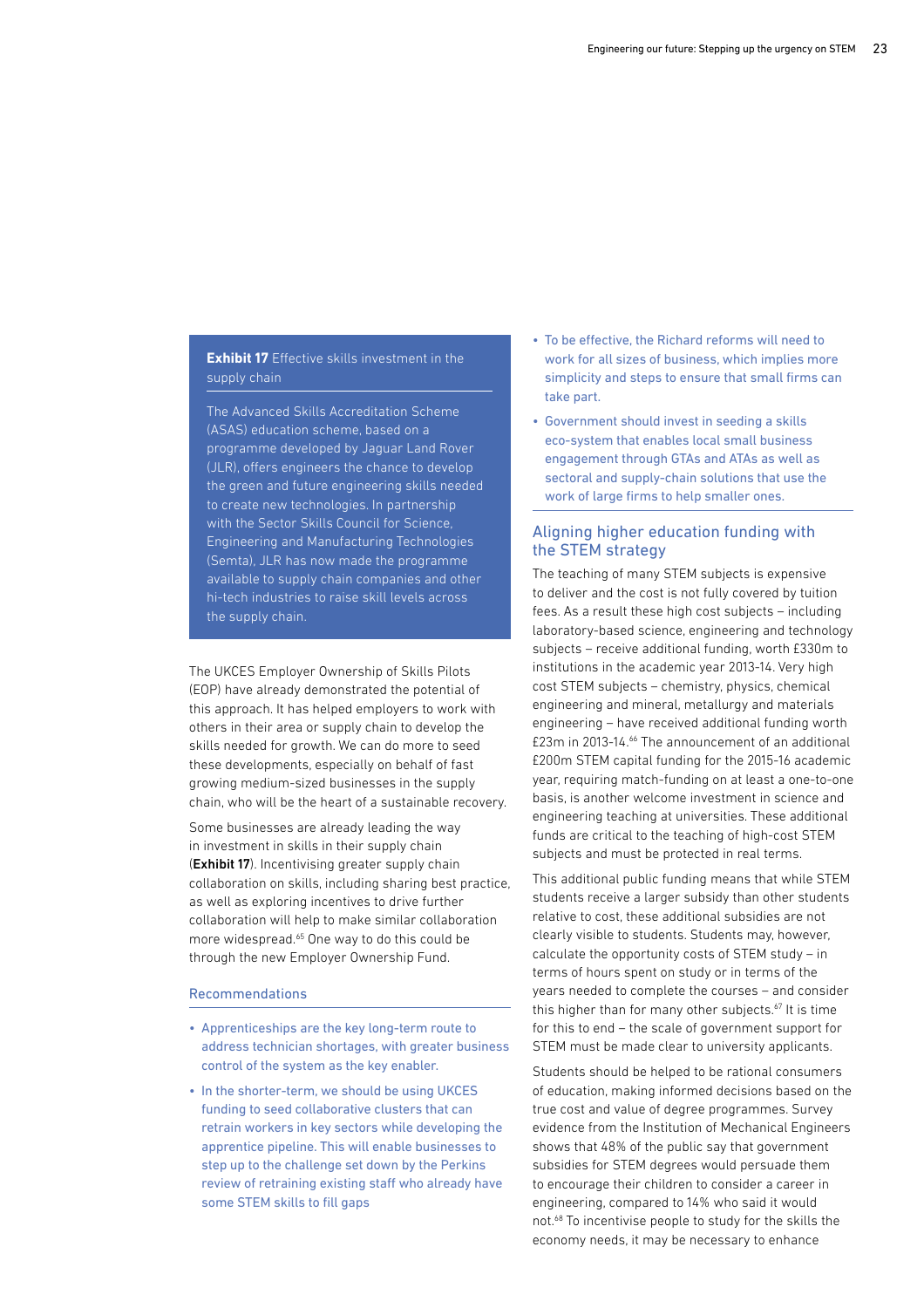**Exhibit 17** Effective skills investment in the supply chain

The Advanced Skills Accreditation Scheme (ASAS) education scheme, based on a programme developed by Jaguar Land Rover (JLR), offers engineers the chance to develop the green and future engineering skills needed to create new technologies. In partnership with the Sector Skills Council for Science, Engineering and Manufacturing Technologies (Semta), JLR has now made the programme available to supply chain companies and other hi-tech industries to raise skill levels across the supply chain.

The UKCES Employer Ownership of Skills Pilots (EOP) have already demonstrated the potential of this approach. It has helped employers to work with others in their area or supply chain to develop the skills needed for growth. We can do more to seed these developments, especially on behalf of fast growing medium-sized businesses in the supply chain, who will be the heart of a sustainable recovery.

Some businesses are already leading the way in investment in skills in their supply chain (**Exhibit 17**). Incentivising greater supply chain collaboration on skills, including sharing best practice, as well as exploring incentives to drive further collaboration will help to make similar collaboration more widespread.[65] One way to do this could be through the new Employer Ownership Fund.

### Recommendations

- Apprenticeships are the key long-term route to address technician shortages, with greater business control of the system as the key enabler.
- In the shorter-term, we should be using UKCES funding to seed collaborative clusters that can retrain workers in key sectors while developing the apprentice pipeline. This will enable businesses to step up to the challenge set down by the Perkins review of retraining existing staff who already have some STEM skills to fill gaps
- To be effective, the Richard reforms will need to work for all sizes of business, which implies more simplicity and steps to ensure that small firms can take part.
- Government should invest in seeding a skills eco-system that enables local small business engagement through GTAs and ATAs as well as sectoral and supply-chain solutions that use the work of large firms to help smaller ones.

## Aligning higher education funding with the STEM strategy

The teaching of many STEM subjects is expensive to deliver and the cost is not fully covered by tuition fees. As a result these high cost subjects – including laboratory-based science, engineering and technology subjects – receive additional funding, worth £330m to institutions in the academic year 2013-14. Very high cost STEM subjects – chemistry, physics, chemical engineering and mineral, metallurgy and materials engineering – have received additional funding worth £23m in 2013-14.[66] The announcement of an additional £200m STEM capital funding for the 2015-16 academic year, requiring match-funding on at least a one-to-one basis, is another welcome investment in science and engineering teaching at universities. These additional funds are critical to the teaching of high-cost STEM subjects and must be protected in real terms.

This additional public funding means that while STEM students receive a larger subsidy than other students relative to cost, these additional subsidies are not clearly visible to students. Students may, however, calculate the opportunity costs of STEM study – in terms of hours spent on study or in terms of the years needed to complete the courses – and consider this higher than for many other subjects.[67] It is time for this to end – the scale of government support for STEM must be made clear to university applicants.

Students should be helped to be rational consumers of education, making informed decisions based on the true cost and value of degree programmes. Survey evidence from the Institution of Mechanical Engineers shows that 48% of the public say that government subsidies for STEM degrees would persuade them to encourage their children to consider a career in engineering, compared to 14% who said it would not.[68] To incentivise people to study for the skills the economy needs, it may be necessary to enhance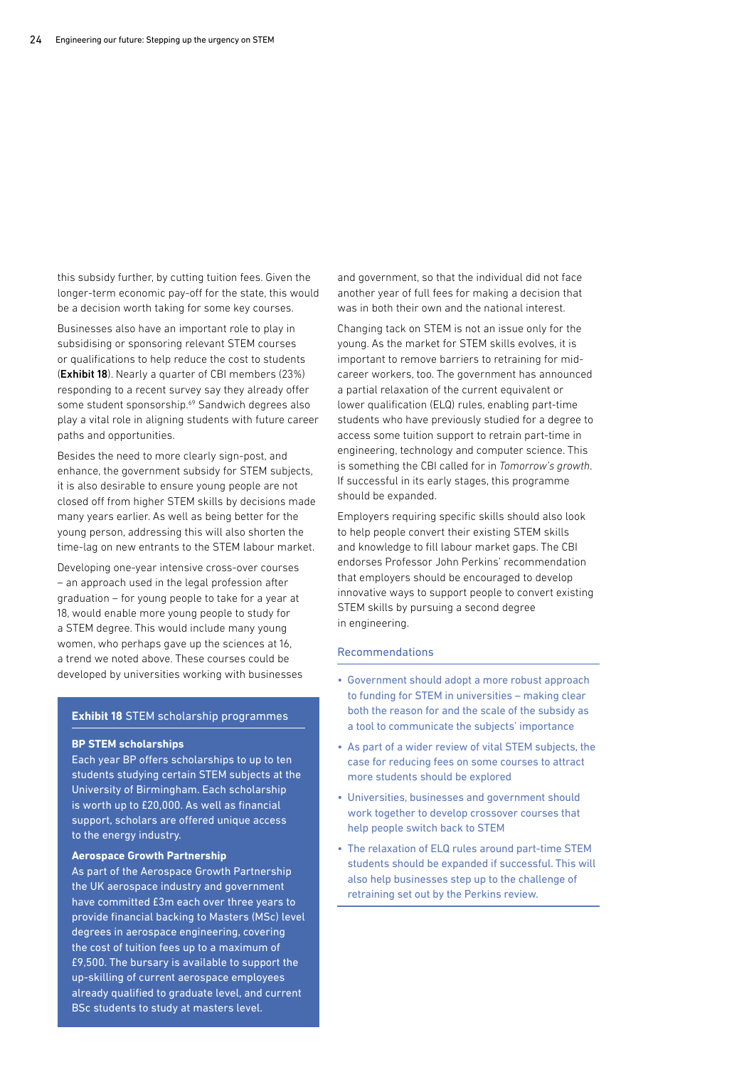this subsidy further, by cutting tuition fees. Given the longer-term economic pay-off for the state, this would be a decision worth taking for some key courses.

Businesses also have an important role to play in subsidising or sponsoring relevant STEM courses or qualifications to help reduce the cost to students (**Exhibit 18**). Nearly a quarter of CBI members (23%) responding to a recent survey say they already offer some student sponsorship.[69] Sandwich degrees also play a vital role in aligning students with future career paths and opportunities.

Besides the need to more clearly sign-post, and enhance, the government subsidy for STEM subjects, it is also desirable to ensure young people are not closed off from higher STEM skills by decisions made many years earlier. As well as being better for the young person, addressing this will also shorten the time-lag on new entrants to the STEM labour market.

Developing one-year intensive cross-over courses – an approach used in the legal profession after graduation – for young people to take for a year at 18, would enable more young people to study for a STEM degree. This would include many young women, who perhaps gave up the sciences at 16, a trend we noted above. These courses could be developed by universities working with businesses and government, so that the individual did not face another year of full fees for making a decision that was in both their own and the national interest.

Changing tack on STEM is not an issue only for the young. As the market for STEM skills evolves, it is important to remove barriers to retraining for mid-career workers, too. The government has announced a partial relaxation of the current equivalent or lower qualification (ELQ) rules, enabling part-time students who have previously studied for a degree to access some tuition support to retrain part-time in engineering, technology and computer science. This is something the CBI called for in *Tomorrow's growth*. If successful in its early stages, this programme should be expanded.

Employers requiring specific skills should also look to help people convert their existing STEM skills and knowledge to fill labour market gaps. The CBI endorses Professor John Perkins' recommendation that employers should be encouraged to develop innovative ways to support people to convert existing STEM skills by pursuing a second degree in engineering.

### Exhibit 18 STEM scholarship programmes

**BP STEM scholarships**

Each year BP offers scholarships to up to ten students studying certain STEM subjects at the University of Birmingham. Each scholarship is worth up to £20,000. As well as financial support, scholars are offered unique access to the energy industry.

**Aerospace Growth Partnership**

As part of the Aerospace Growth Partnership the UK aerospace industry and government have committed £3m each over three years to provide financial backing to Masters (MSc) level degrees in aerospace engineering, covering the cost of tuition fees up to a maximum of £9,500. The bursary is available to support the up-skilling of current aerospace employees already qualified to graduate level, and current BSc students to study at masters level.

### Recommendations

- Government should adopt a more robust approach to funding for STEM in universities – making clear both the reason for and the scale of the subsidy as a tool to communicate the subjects' importance
- As part of a wider review of vital STEM subjects, the case for reducing fees on some courses to attract more students should be explored
- Universities, businesses and government should work together to develop crossover courses that help people switch back to STEM
- The relaxation of ELQ rules around part-time STEM students should be expanded if successful. This will also help businesses step up to the challenge of retraining set out by the Perkins review.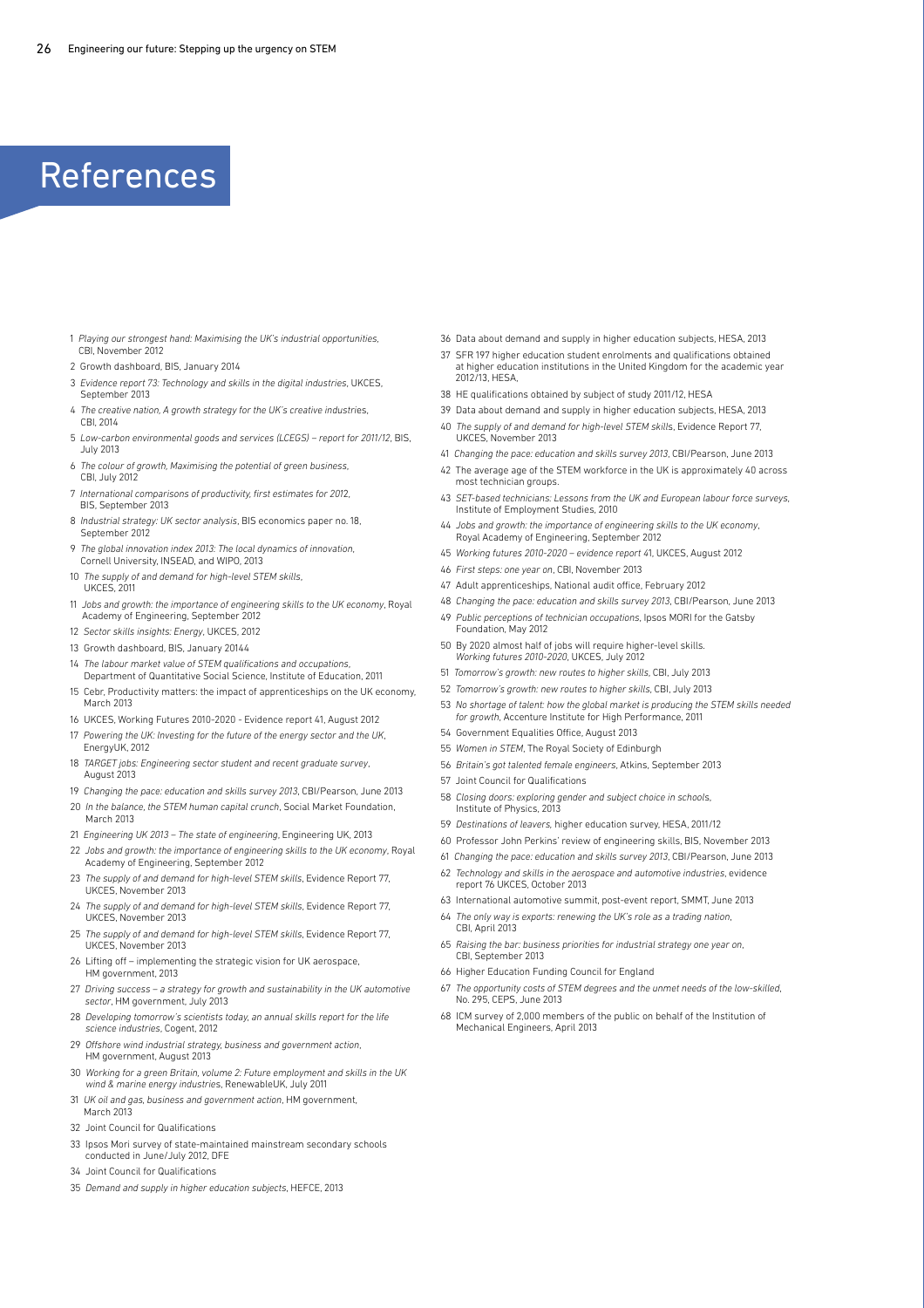# References

1 *Playing our strongest hand: Maximising the UK's industrial opportunities*, CBI, November 2012

2 Growth dashboard, BIS, January 2014

3 *Evidence report 73: Technology and skills in the digital industries*, UKCES, September 2013

4 *The creative nation, A growth strategy for the UK's creative industries*, CBI, 2014

5 *Low-carbon environmental goods and services (LCEGS) – report for 2011/12*, BIS, July 2013

6 *The colour of growth, Maximising the potential of green business*, CBI, July 2012

7 *International comparisons of productivity, first estimates for 2012*, BIS, September 2013

8 *Industrial strategy: UK sector analysis*, BIS economics paper no. 18, September 2012

9 *The global innovation index 2013: The local dynamics of innovation*, Cornell University, INSEAD, and WIPO, 2013

10 *The supply of and demand for high-level STEM skills*, UKCES, 2011

11 *Jobs and growth: the importance of engineering skills to the UK economy*, Royal Academy of Engineering, September 2012

12 *Sector skills insights: Energy*, UKCES, 2012

13 Growth dashboard, BIS, January 20144

14 *The labour market value of STEM qualifications and occupations*, Department of Quantitative Social Science, Institute of Education, 2011

15 Cebr, Productivity matters: the impact of apprenticeships on the UK economy, March 2013

16 UKCES, Working Futures 2010-2020 - Evidence report 41, August 2012

17 *Powering the UK: Investing for the future of the energy sector and the UK*, EnergyUK, 2012

18 *TARGET jobs: Engineering sector student and recent graduate survey*, August 2013

19 *Changing the pace: education and skills survey 2013*, CBI/Pearson, June 2013

20 *In the balance, the STEM human capital crunch*, Social Market Foundation, March 2013

21 *Engineering UK 2013 – The state of engineering*, Engineering UK, 2013

22 *Jobs and growth: the importance of engineering skills to the UK economy*, Royal Academy of Engineering, September 2012

23 *The supply of and demand for high-level STEM skills*, Evidence Report 77, UKCES, November 2013

24 *The supply of and demand for high-level STEM skills*, Evidence Report 77, UKCES, November 2013

25 *The supply of and demand for high-level STEM skills*, Evidence Report 77, UKCES, November 2013

26 Lifting off – implementing the strategic vision for UK aerospace, HM government, 2013

27 *Driving success – a strategy for growth and sustainability in the UK automotive sector*, HM government, July 2013

28 *Developing tomorrow's scientists today, an annual skills report for the life science industries*, Cogent, 2012

29 *Offshore wind industrial strategy, business and government action*, HM government, August 2013

30 *Working for a green Britain, volume 2: Future employment and skills in the UK wind & marine energy industries*, RenewableUK, July 2011

31 *UK oil and gas, business and government action*, HM government, March 2013

32 Joint Council for Qualifications

33 Ipsos Mori survey of state-maintained mainstream secondary schools conducted in June/July 2012, DFE

34 Joint Council for Qualifications

35 *Demand and supply in higher education subjects*, HEFCE, 2013

36 Data about demand and supply in higher education subjects, HESA, 2013

37 SFR 197 higher education student enrolments and qualifications obtained at higher education institutions in the United Kingdom for the academic year 2012/13, HESA,

38 HE qualifications obtained by subject of study 2011/12, HESA

39 Data about demand and supply in higher education subjects, HESA, 2013

40 *The supply of and demand for high-level STEM skills*, Evidence Report 77, UKCES, November 2013

41 *Changing the pace: education and skills survey 2013*, CBI/Pearson, June 2013

42 The average age of the STEM workforce in the UK is approximately 40 across most technician groups.

43 *SET-based technicians: Lessons from the UK and European labour force surveys*, Institute of Employment Studies, 2010

44 *Jobs and growth: the importance of engineering skills to the UK economy*, Royal Academy of Engineering, September 2012

45 *Working futures 2010-2020 – evidence report 41*, UKCES, August 2012

46 *First steps: one year on*, CBI, November 2013

47 Adult apprenticeships, National audit office, February 2012

48 *Changing the pace: education and skills survey 2013*, CBI/Pearson, June 2013

49 *Public perceptions of technician occupations*, Ipsos MORI for the Gatsby Foundation, May 2012

50 By 2020 almost half of jobs will require higher-level skills. *Working futures 2010-2020*, UKCES, July 2012

51 *Tomorrow's growth: new routes to higher skills*, CBI, July 2013

52 *Tomorrow's growth: new routes to higher skills*, CBI, July 2013

53 *No shortage of talent: how the global market is producing the STEM skills needed for growth*, Accenture Institute for High Performance, 2011

54 Government Equalities Office, August 2013

55 *Women in STEM*, The Royal Society of Edinburgh

56 *Britain's got talented female engineers*, Atkins, September 2013

57 Joint Council for Qualifications

58 *Closing doors: exploring gender and subject choice in schools*, Institute of Physics, 2013

59 *Destinations of leavers*, higher education survey, HESA, 2011/12

60 Professor John Perkins' review of engineering skills, BIS, November 2013

61 *Changing the pace: education and skills survey 2013*, CBI/Pearson, June 2013

62 *Technology and skills in the aerospace and automotive industries*, evidence report 76 UKCES, October 2013

63 International automotive summit, post-event report, SMMT, June 2013

64 *The only way is exports: renewing the UK's role as a trading nation*, CBI, April 2013

65 *Raising the bar: business priorities for industrial strategy one year on*, CBI, September 2013

66 Higher Education Funding Council for England

67 *The opportunity costs of STEM degrees and the unmet needs of the low-skilled*, No. 295, CEPS, June 2013

68 ICM survey of 2,000 members of the public on behalf of the Institution of Mechanical Engineers, April 2013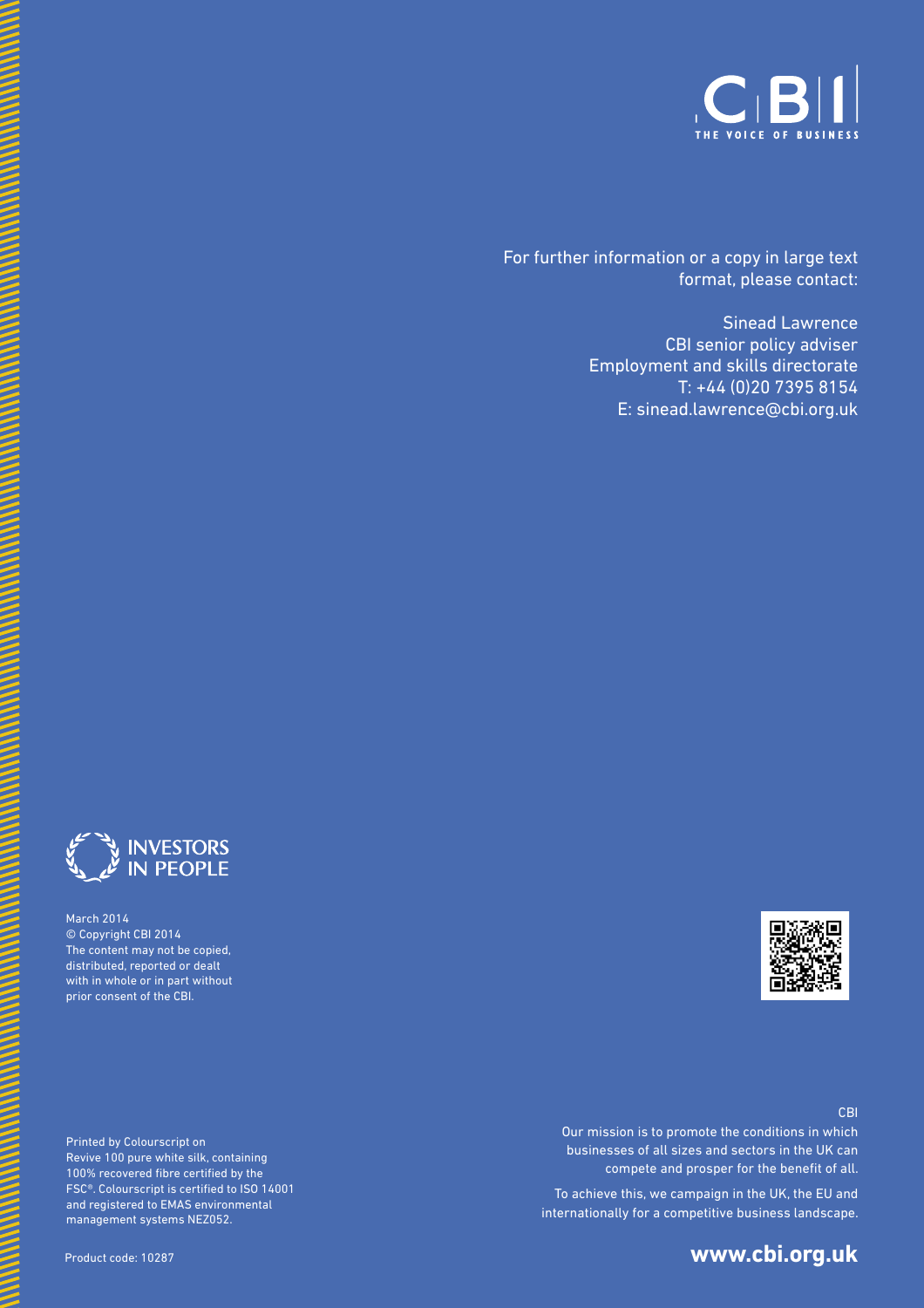CBI

THE VOICE OF BUSINESS

For further information or a copy in large text format, please contact:

Sinead Lawrence
CBI senior policy adviser
Employment and skills directorate
T: +44 (0)20 7395 8154
E: sinead.lawrence@cbi.org.uk

INVESTORS IN PEOPLE

March 2014
© Copyright CBI 2014
The content may not be copied, distributed, reported or dealt with in whole or in part without prior consent of the CBI.

Printed by Colourscript on Revive 100 pure white silk, containing 100% recovered fibre certified by the FSC®. Colourscript is certified to ISO 14001 and registered to EMAS environmental management systems NEZ052.

Product code: 10287

CBI

Our mission is to promote the conditions in which businesses of all sizes and sectors in the UK can compete and prosper for the benefit of all.

To achieve this, we campaign in the UK, the EU and internationally for a competitive business landscape.

**www.cbi.org.uk**